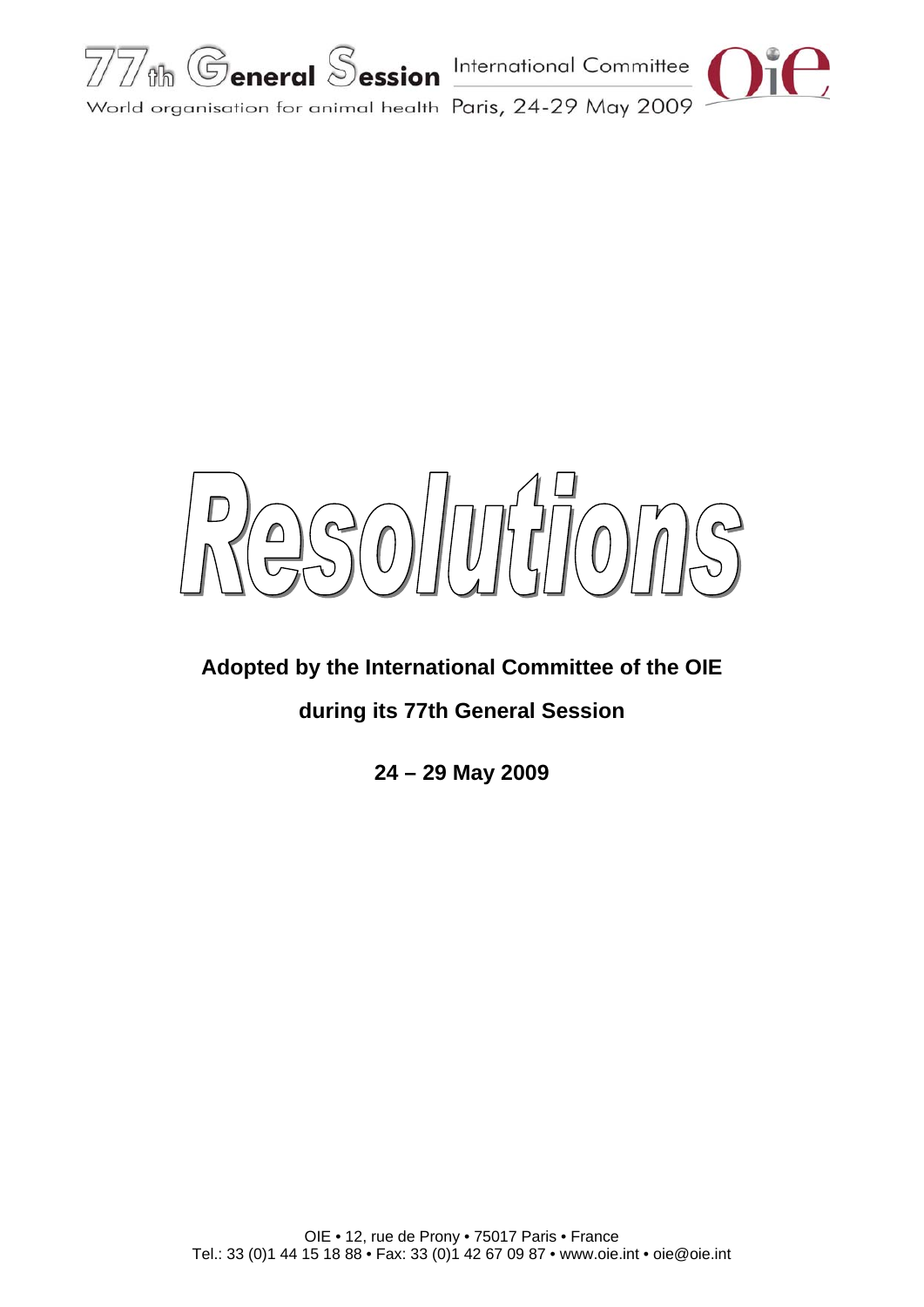77th General Session — International Committee
World organisation for animal health — Paris, 24-29 May 2009

# Resolutions

**Adopted by the International Committee of the OIE**

**during its 77th General Session**

**24 – 29 May 2009**

OIE • 12, rue de Prony • 75017 Paris • France
Tel.: 33 (0)1 44 15 18 88 • Fax: 33 (0)1 42 67 09 87 • www.oie.int • oie@oie.int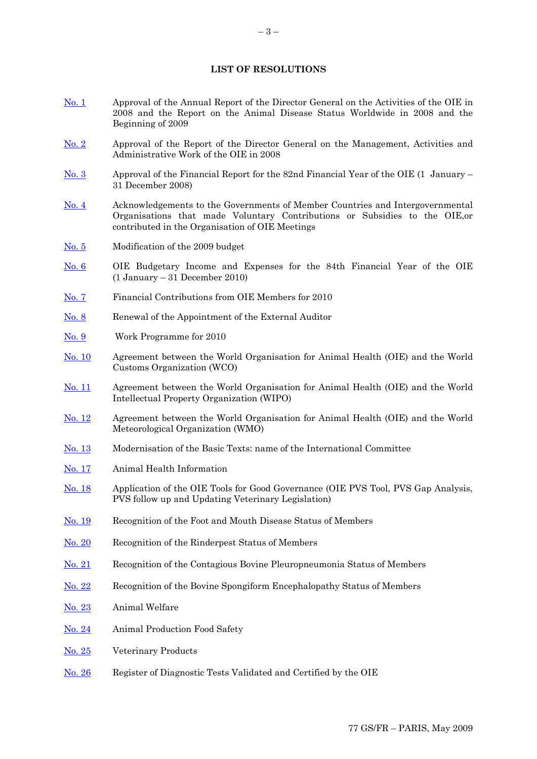# LIST OF RESOLUTIONS

| | |
|---|---|
| No. 1 | Approval of the Annual Report of the Director General on the Activities of the OIE in 2008 and the Report on the Animal Disease Status Worldwide in 2008 and the Beginning of 2009 |
| No. 2 | Approval of the Report of the Director General on the Management, Activities and Administrative Work of the OIE in 2008 |
| No. 3 | Approval of the Financial Report for the 82nd Financial Year of the OIE (1 January – 31 December 2008) |
| No. 4 | Acknowledgements to the Governments of Member Countries and Intergovernmental Organisations that made Voluntary Contributions or Subsidies to the OIE,or contributed in the Organisation of OIE Meetings |
| No. 5 | Modification of the 2009 budget |
| No. 6 | OIE Budgetary Income and Expenses for the 84th Financial Year of the OIE (1 January – 31 December 2010) |
| No. 7 | Financial Contributions from OIE Members for 2010 |
| No. 8 | Renewal of the Appointment of the External Auditor |
| No. 9 | Work Programme for 2010 |
| No. 10 | Agreement between the World Organisation for Animal Health (OIE) and the World Customs Organization (WCO) |
| No. 11 | Agreement between the World Organisation for Animal Health (OIE) and the World Intellectual Property Organization (WIPO) |
| No. 12 | Agreement between the World Organisation for Animal Health (OIE) and the World Meteorological Organization (WMO) |
| No. 13 | Modernisation of the Basic Texts: name of the International Committee |
| No. 17 | Animal Health Information |
| No. 18 | Application of the OIE Tools for Good Governance (OIE PVS Tool, PVS Gap Analysis, PVS follow up and Updating Veterinary Legislation) |
| No. 19 | Recognition of the Foot and Mouth Disease Status of Members |
| No. 20 | Recognition of the Rinderpest Status of Members |
| No. 21 | Recognition of the Contagious Bovine Pleuropneumonia Status of Members |
| No. 22 | Recognition of the Bovine Spongiform Encephalopathy Status of Members |
| No. 23 | Animal Welfare |
| No. 24 | Animal Production Food Safety |
| No. 25 | Veterinary Products |
| No. 26 | Register of Diagnostic Tests Validated and Certified by the OIE |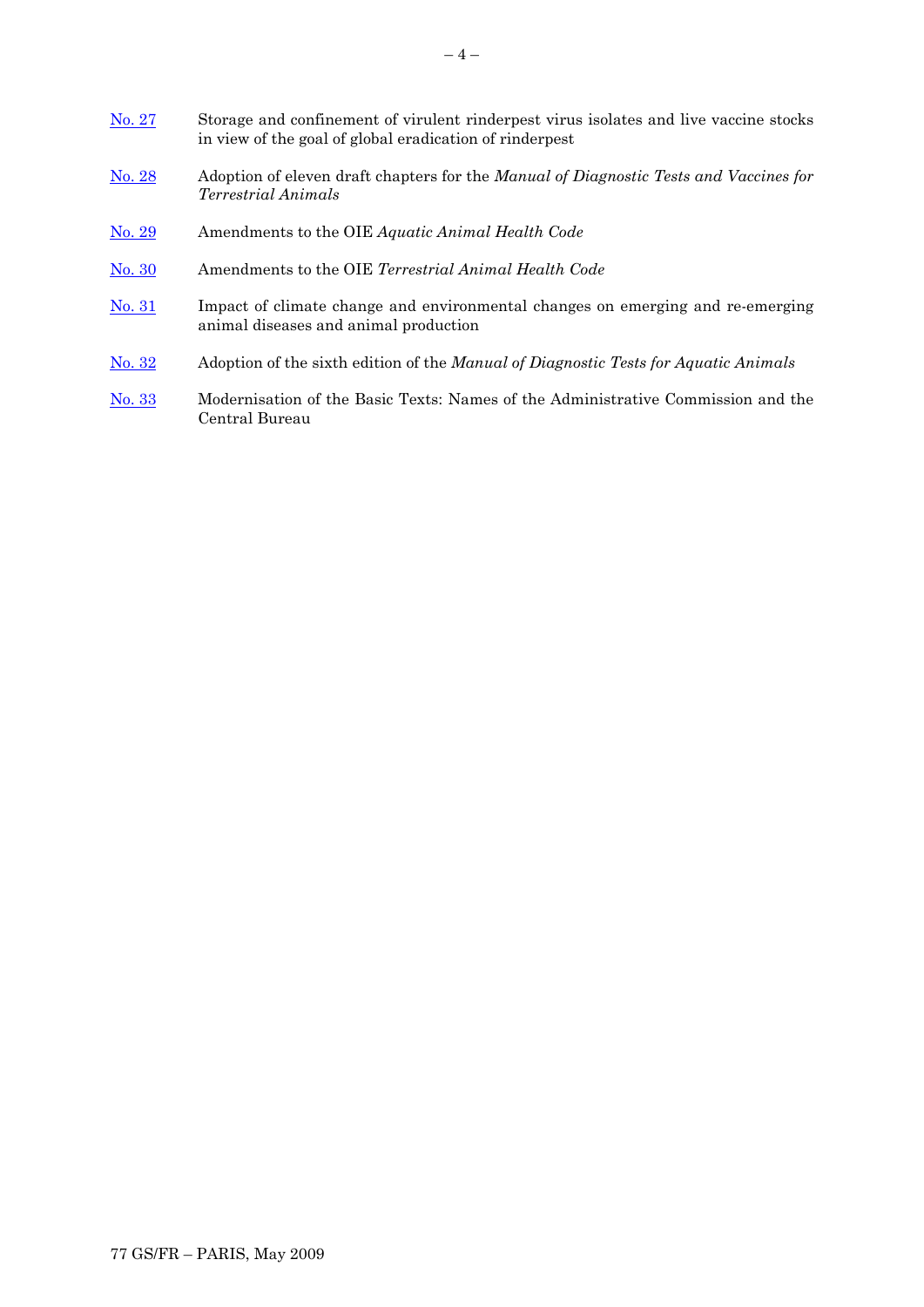[No. 27](#) Storage and confinement of virulent rinderpest virus isolates and live vaccine stocks in view of the goal of global eradication of rinderpest

[No. 28](#) Adoption of eleven draft chapters for the *Manual of Diagnostic Tests and Vaccines for Terrestrial Animals*

[No. 29](#) Amendments to the OIE *Aquatic Animal Health Code*

[No. 30](#) Amendments to the OIE *Terrestrial Animal Health Code*

[No. 31](#) Impact of climate change and environmental changes on emerging and re-emerging animal diseases and animal production

[No. 32](#) Adoption of the sixth edition of the *Manual of Diagnostic Tests for Aquatic Animals*

[No. 33](#) Modernisation of the Basic Texts: Names of the Administrative Commission and the Central Bureau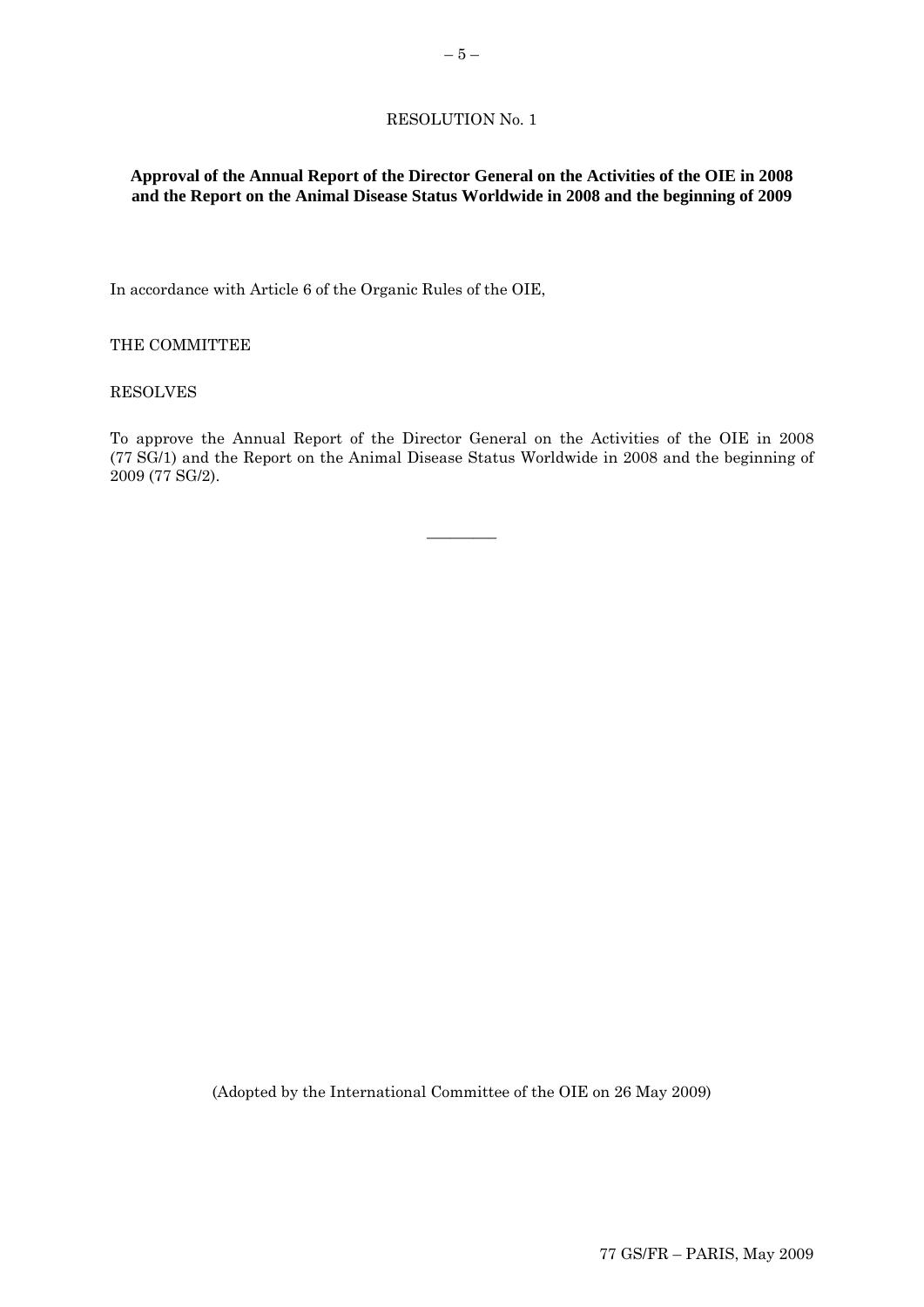RESOLUTION No. 1

**Approval of the Annual Report of the Director General on the Activities of the OIE in 2008 and the Report on the Animal Disease Status Worldwide in 2008 and the beginning of 2009**

In accordance with Article 6 of the Organic Rules of the OIE,

THE COMMITTEE

RESOLVES

To approve the Annual Report of the Director General on the Activities of the OIE in 2008 (77 SG/1) and the Report on the Animal Disease Status Worldwide in 2008 and the beginning of 2009 (77 SG/2).

---

(Adopted by the International Committee of the OIE on 26 May 2009)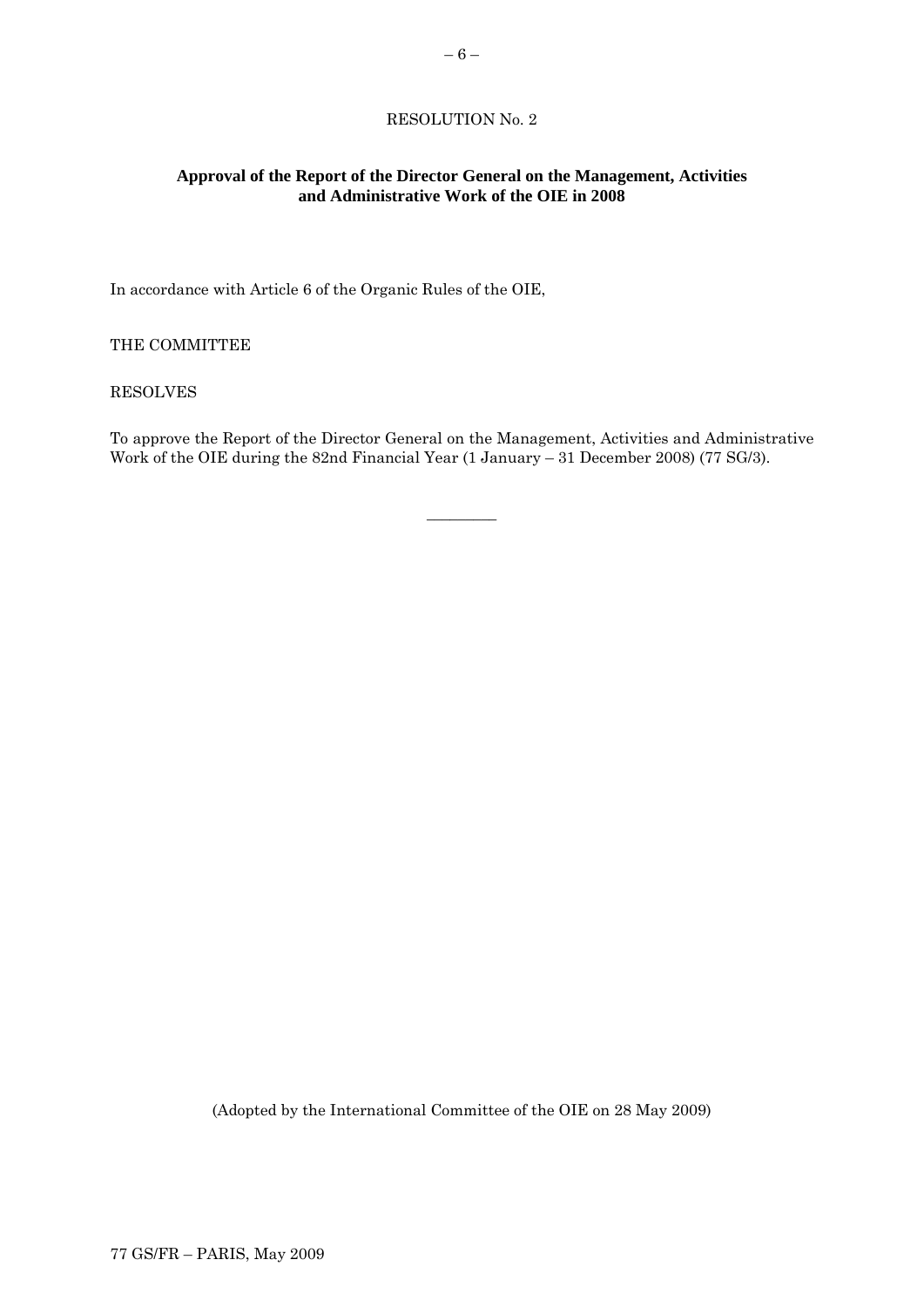RESOLUTION No. 2

**Approval of the Report of the Director General on the Management, Activities and Administrative Work of the OIE in 2008**

In accordance with Article 6 of the Organic Rules of the OIE,

THE COMMITTEE

RESOLVES

To approve the Report of the Director General on the Management, Activities and Administrative Work of the OIE during the 82nd Financial Year (1 January – 31 December 2008) (77 SG/3).

_________

(Adopted by the International Committee of the OIE on 28 May 2009)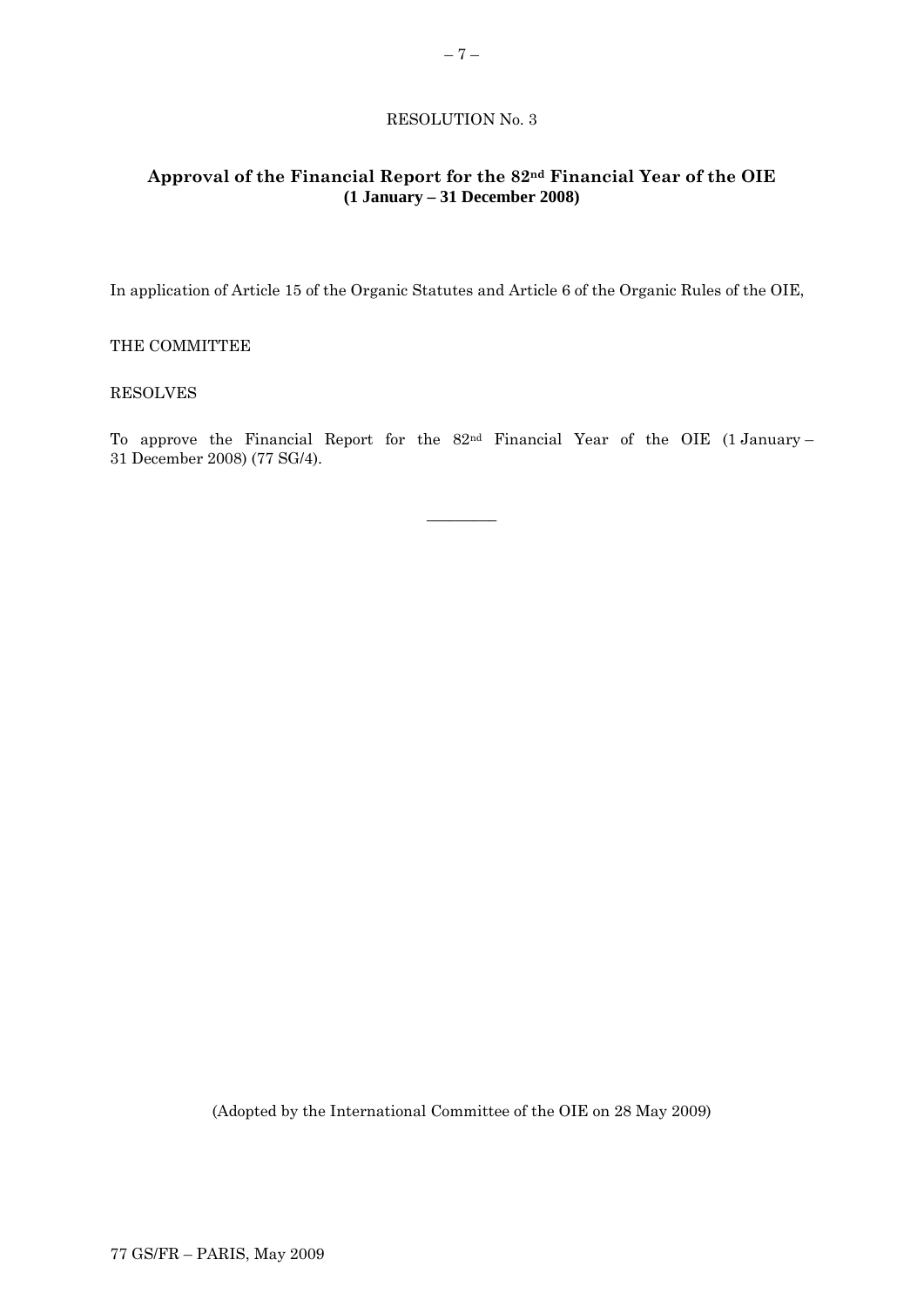RESOLUTION No. 3

## Approval of the Financial Report for the 82nd Financial Year of the OIE
**(1 January – 31 December 2008)**

In application of Article 15 of the Organic Statutes and Article 6 of the Organic Rules of the OIE,

THE COMMITTEE

RESOLVES

To approve the Financial Report for the 82nd Financial Year of the OIE (1 January – 31 December 2008) (77 SG/4).

(Adopted by the International Committee of the OIE on 28 May 2009)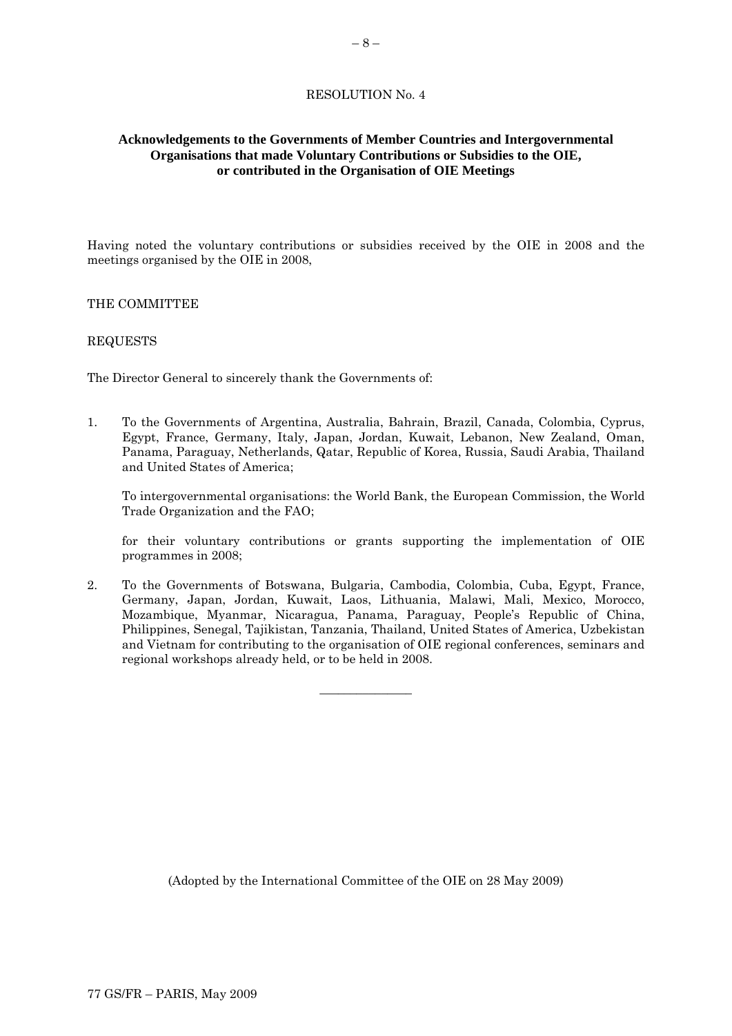RESOLUTION No. 4

**Acknowledgements to the Governments of Member Countries and Intergovernmental Organisations that made Voluntary Contributions or Subsidies to the OIE, or contributed in the Organisation of OIE Meetings**

Having noted the voluntary contributions or subsidies received by the OIE in 2008 and the meetings organised by the OIE in 2008,

THE COMMITTEE

REQUESTS

The Director General to sincerely thank the Governments of:

1. To the Governments of Argentina, Australia, Bahrain, Brazil, Canada, Colombia, Cyprus, Egypt, France, Germany, Italy, Japan, Jordan, Kuwait, Lebanon, New Zealand, Oman, Panama, Paraguay, Netherlands, Qatar, Republic of Korea, Russia, Saudi Arabia, Thailand and United States of America;

   To intergovernmental organisations: the World Bank, the European Commission, the World Trade Organization and the FAO;

   for their voluntary contributions or grants supporting the implementation of OIE programmes in 2008;

2. To the Governments of Botswana, Bulgaria, Cambodia, Colombia, Cuba, Egypt, France, Germany, Japan, Jordan, Kuwait, Laos, Lithuania, Malawi, Mali, Mexico, Morocco, Mozambique, Myanmar, Nicaragua, Panama, Paraguay, People's Republic of China, Philippines, Senegal, Tajikistan, Tanzania, Thailand, United States of America, Uzbekistan and Vietnam for contributing to the organisation of OIE regional conferences, seminars and regional workshops already held, or to be held in 2008.

---

(Adopted by the International Committee of the OIE on 28 May 2009)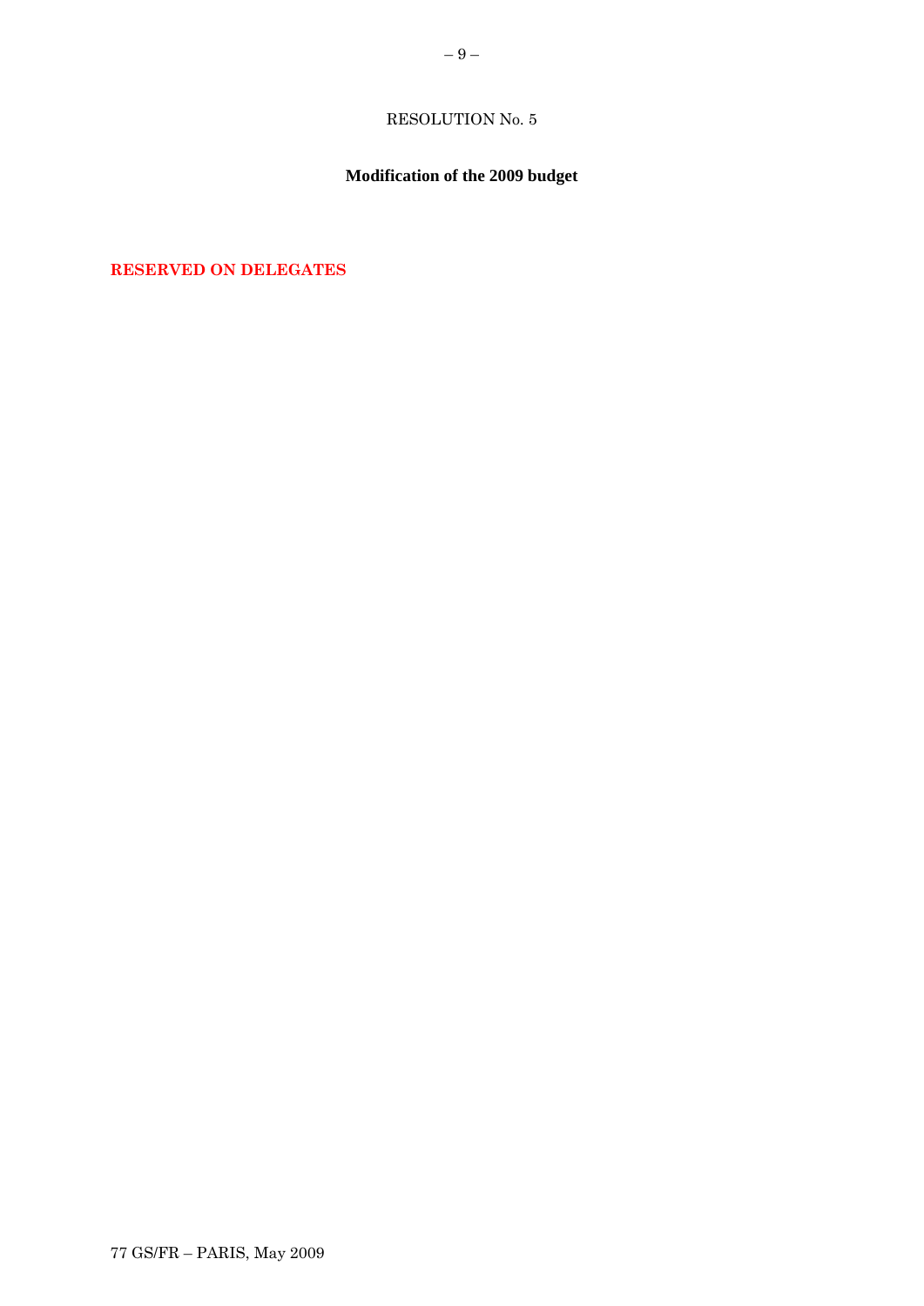RESOLUTION No. 5

**Modification of the 2009 budget**

**RESERVED ON DELEGATES**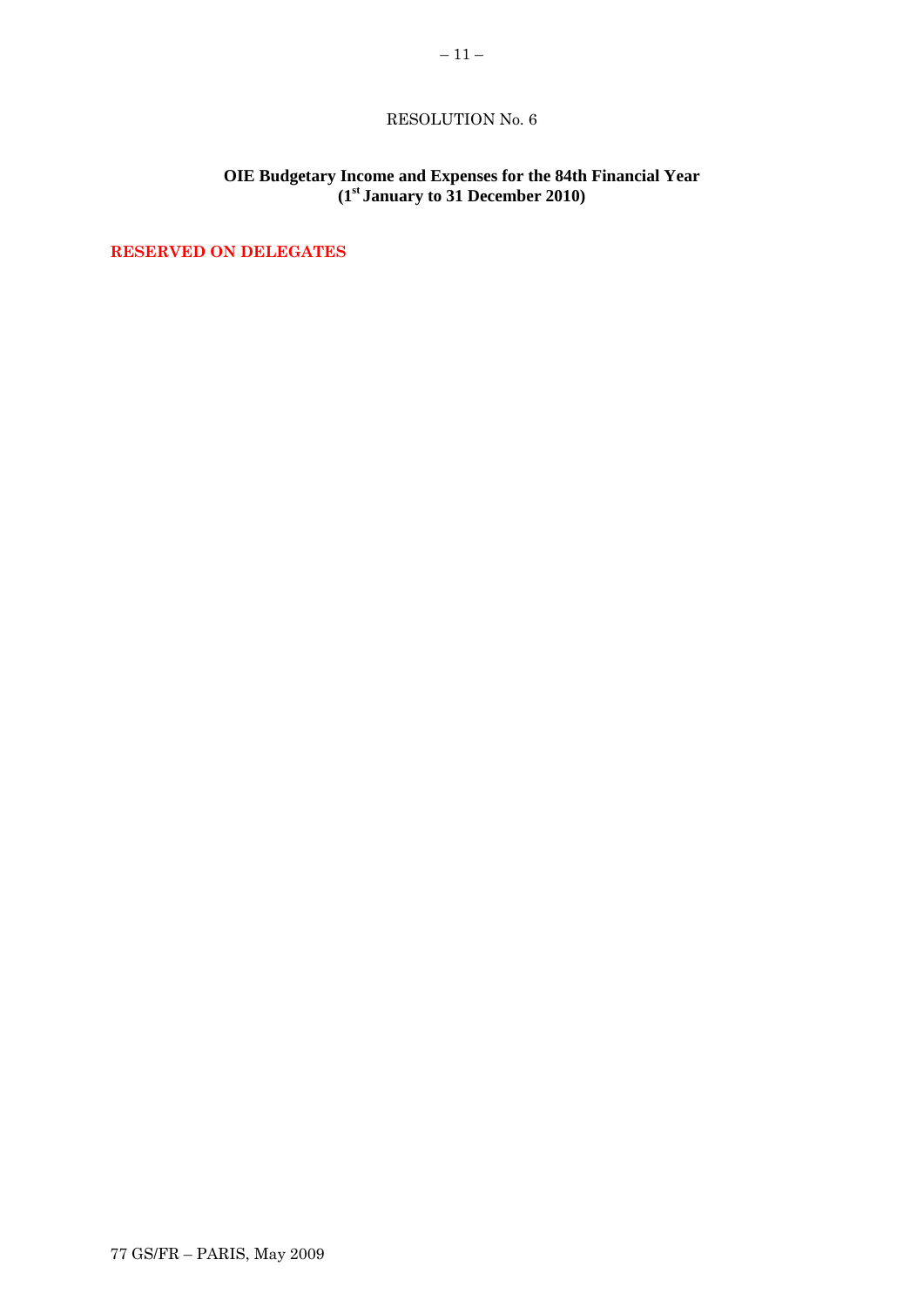RESOLUTION No. 6

**OIE Budgetary Income and Expenses for the 84th Financial Year**
**(1st January to 31 December 2010)**

**RESERVED ON DELEGATES**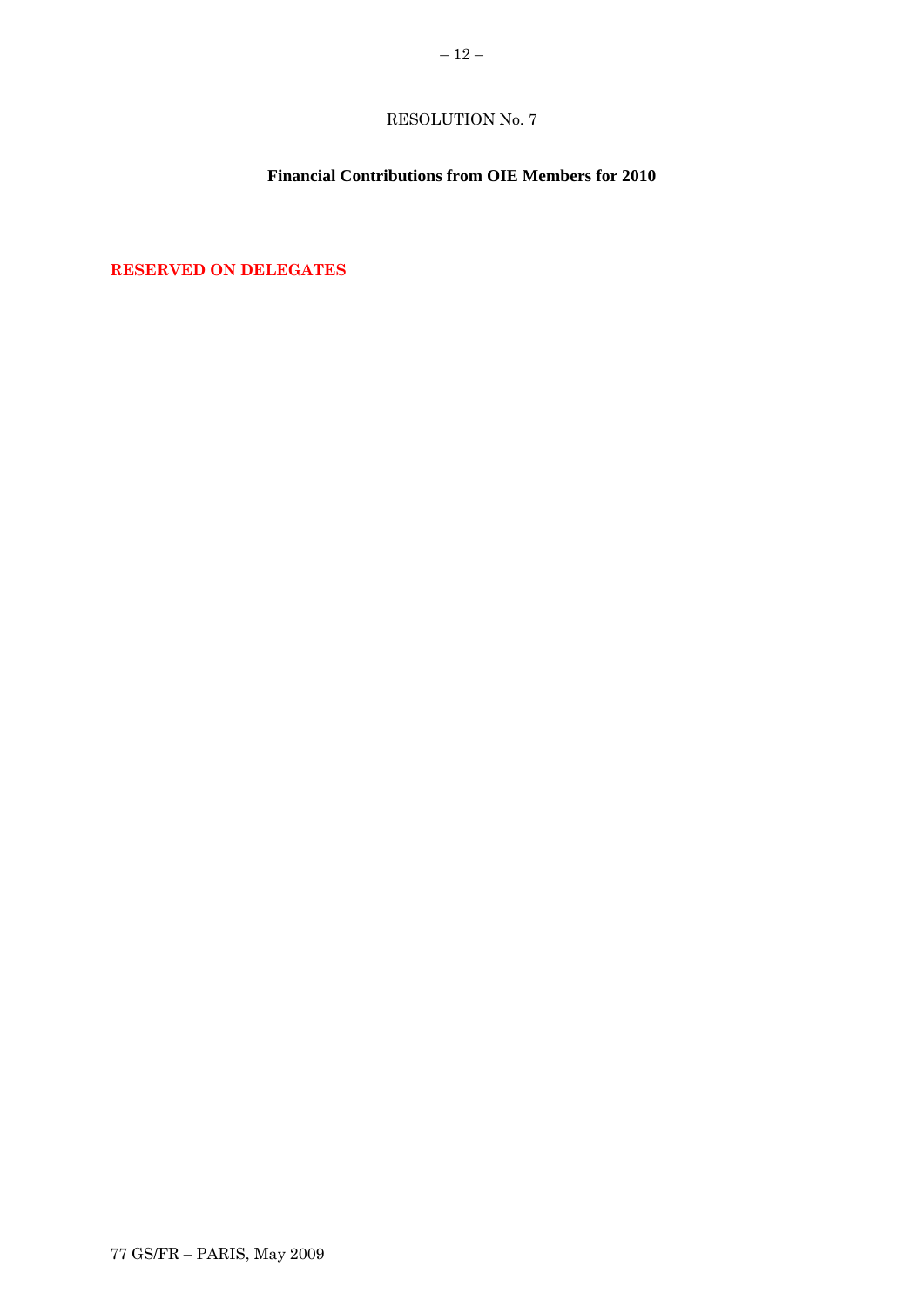## RESOLUTION No. 7

### Financial Contributions from OIE Members for 2010

**RESERVED ON DELEGATES**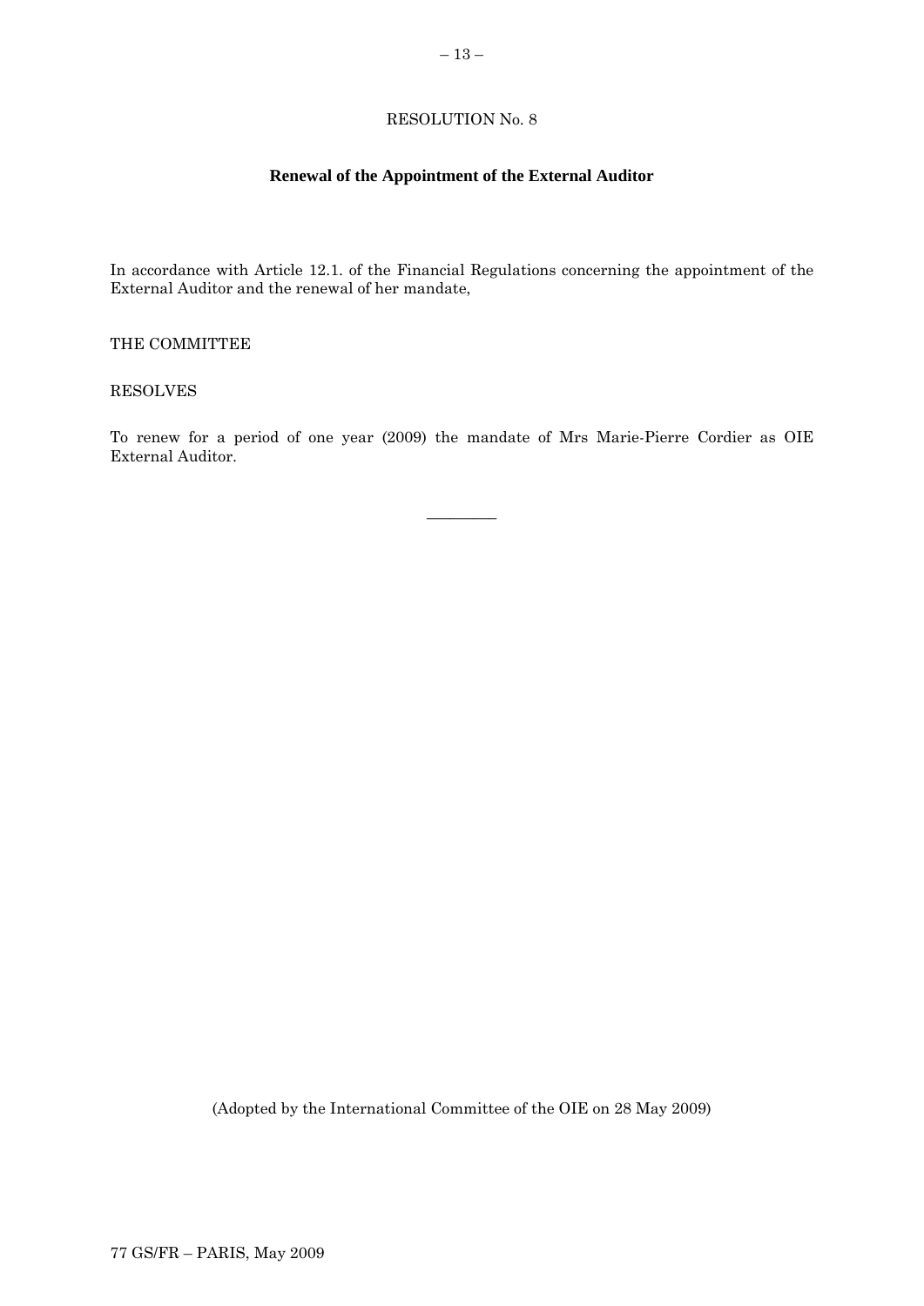RESOLUTION No. 8

## Renewal of the Appointment of the External Auditor

In accordance with Article 12.1. of the Financial Regulations concerning the appointment of the External Auditor and the renewal of her mandate,

THE COMMITTEE

RESOLVES

To renew for a period of one year (2009) the mandate of Mrs Marie-Pierre Cordier as OIE External Auditor.

\_\_\_\_\_\_\_\_\_\_

(Adopted by the International Committee of the OIE on 28 May 2009)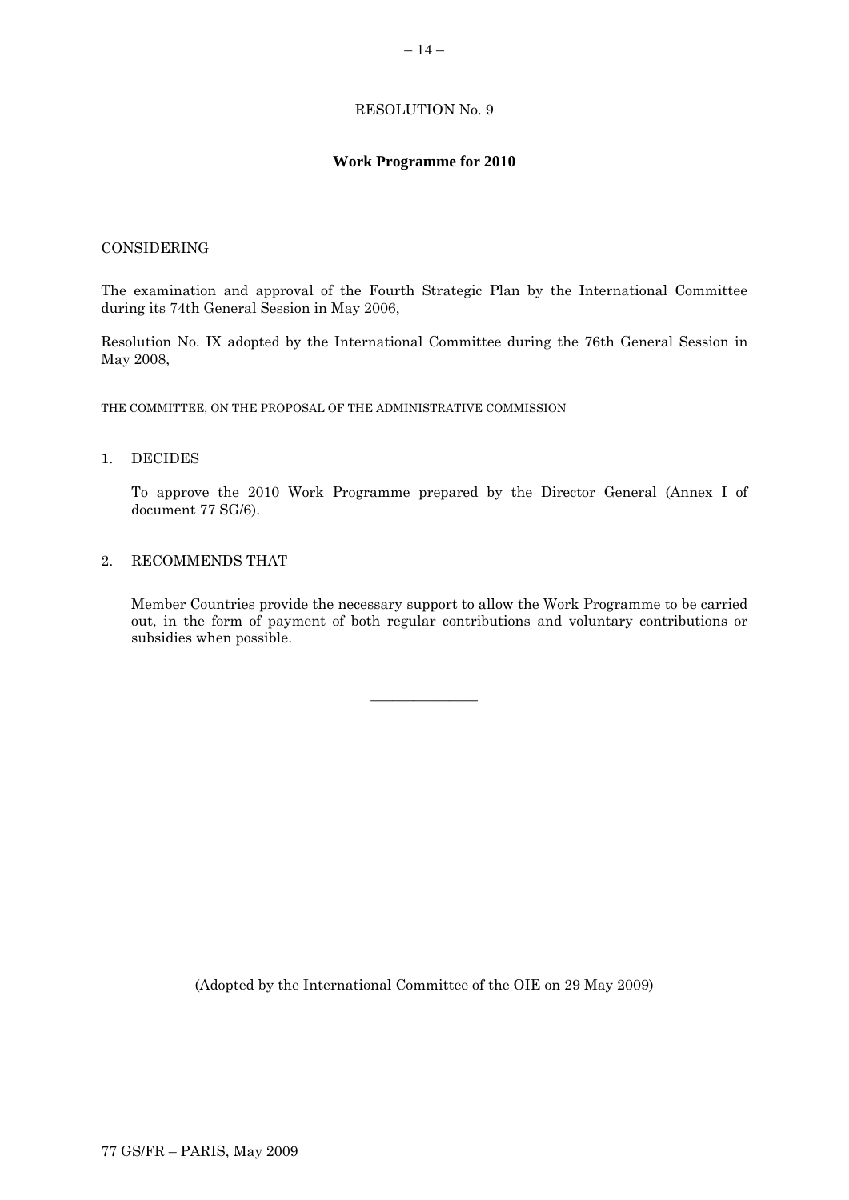RESOLUTION No. 9

## Work Programme for 2010

CONSIDERING

The examination and approval of the Fourth Strategic Plan by the International Committee during its 74th General Session in May 2006,

Resolution No. IX adopted by the International Committee during the 76th General Session in May 2008,

THE COMMITTEE, ON THE PROPOSAL OF THE ADMINISTRATIVE COMMISSION

1. DECIDES

   To approve the 2010 Work Programme prepared by the Director General (Annex I of document 77 SG/6).

2. RECOMMENDS THAT

   Member Countries provide the necessary support to allow the Work Programme to be carried out, in the form of payment of both regular contributions and voluntary contributions or subsidies when possible.

---

(Adopted by the International Committee of the OIE on 29 May 2009)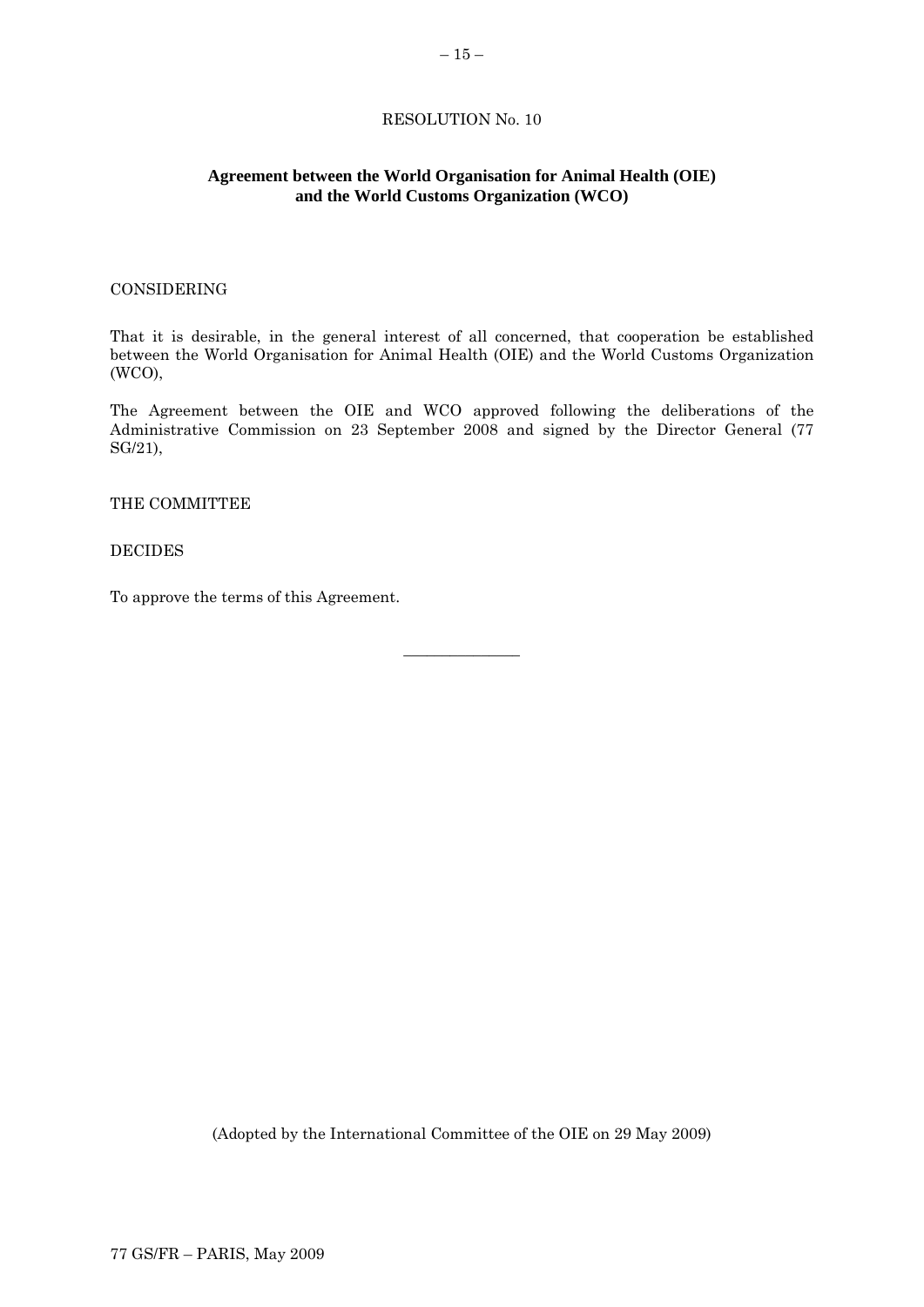RESOLUTION No. 10

## Agreement between the World Organisation for Animal Health (OIE) and the World Customs Organization (WCO)

CONSIDERING

That it is desirable, in the general interest of all concerned, that cooperation be established between the World Organisation for Animal Health (OIE) and the World Customs Organization (WCO),

The Agreement between the OIE and WCO approved following the deliberations of the Administrative Commission on 23 September 2008 and signed by the Director General (77 SG/21),

THE COMMITTEE

DECIDES

To approve the terms of this Agreement.

---

(Adopted by the International Committee of the OIE on 29 May 2009)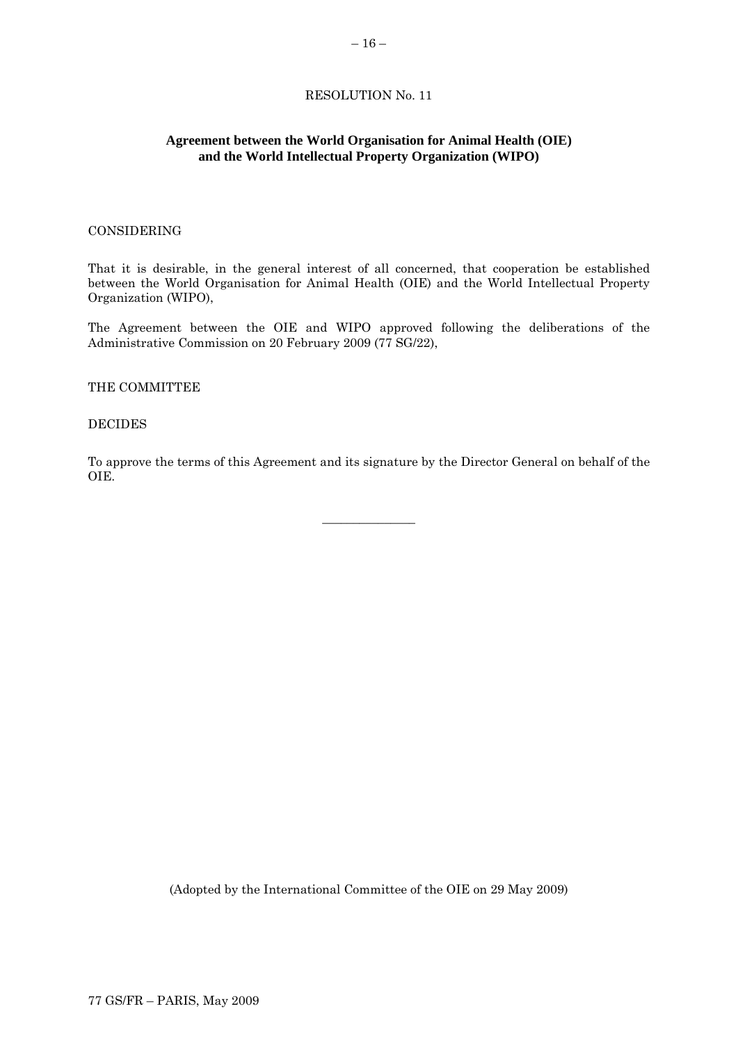RESOLUTION No. 11

**Agreement between the World Organisation for Animal Health (OIE) and the World Intellectual Property Organization (WIPO)**

CONSIDERING

That it is desirable, in the general interest of all concerned, that cooperation be established between the World Organisation for Animal Health (OIE) and the World Intellectual Property Organization (WIPO),

The Agreement between the OIE and WIPO approved following the deliberations of the Administrative Commission on 20 February 2009 (77 SG/22),

THE COMMITTEE

DECIDES

To approve the terms of this Agreement and its signature by the Director General on behalf of the OIE.

---

(Adopted by the International Committee of the OIE on 29 May 2009)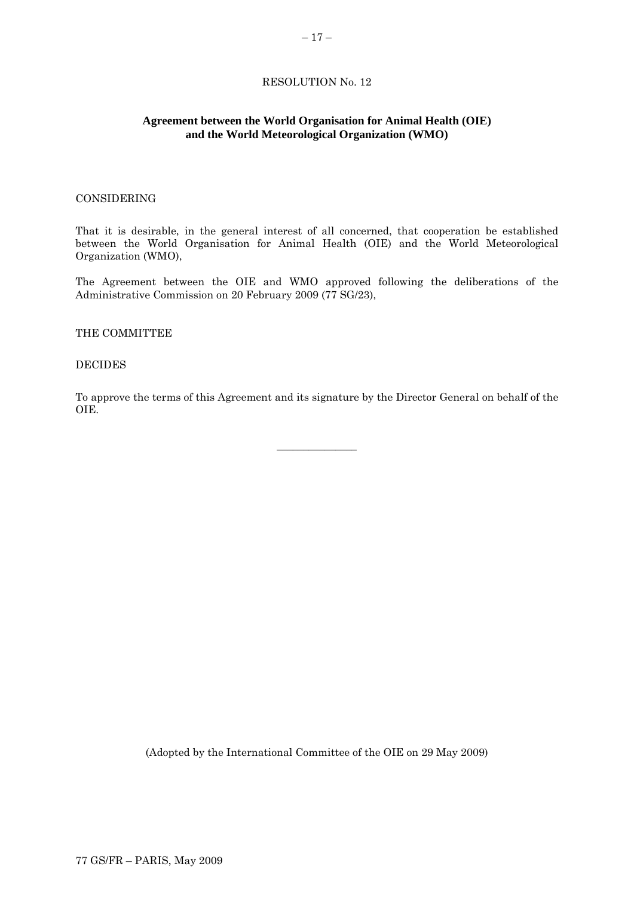RESOLUTION No. 12

## Agreement between the World Organisation for Animal Health (OIE) and the World Meteorological Organization (WMO)

CONSIDERING

That it is desirable, in the general interest of all concerned, that cooperation be established between the World Organisation for Animal Health (OIE) and the World Meteorological Organization (WMO),

The Agreement between the OIE and WMO approved following the deliberations of the Administrative Commission on 20 February 2009 (77 SG/23),

THE COMMITTEE

DECIDES

To approve the terms of this Agreement and its signature by the Director General on behalf of the OIE.

---

(Adopted by the International Committee of the OIE on 29 May 2009)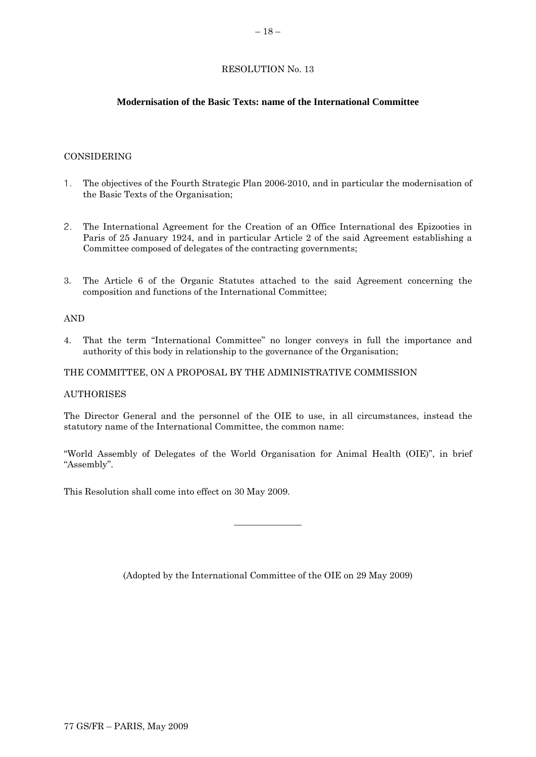RESOLUTION No. 13

**Modernisation of the Basic Texts: name of the International Committee**

CONSIDERING

1. The objectives of the Fourth Strategic Plan 2006-2010, and in particular the modernisation of the Basic Texts of the Organisation;

2. The International Agreement for the Creation of an Office International des Epizooties in Paris of 25 January 1924, and in particular Article 2 of the said Agreement establishing a Committee composed of delegates of the contracting governments;

3. The Article 6 of the Organic Statutes attached to the said Agreement concerning the composition and functions of the International Committee;

AND

4. That the term "International Committee" no longer conveys in full the importance and authority of this body in relationship to the governance of the Organisation;

THE COMMITTEE, ON A PROPOSAL BY THE ADMINISTRATIVE COMMISSION

AUTHORISES

The Director General and the personnel of the OIE to use, in all circumstances, instead the statutory name of the International Committee, the common name:

"World Assembly of Delegates of the World Organisation for Animal Health (OIE)", in brief "Assembly".

This Resolution shall come into effect on 30 May 2009.

---

(Adopted by the International Committee of the OIE on 29 May 2009)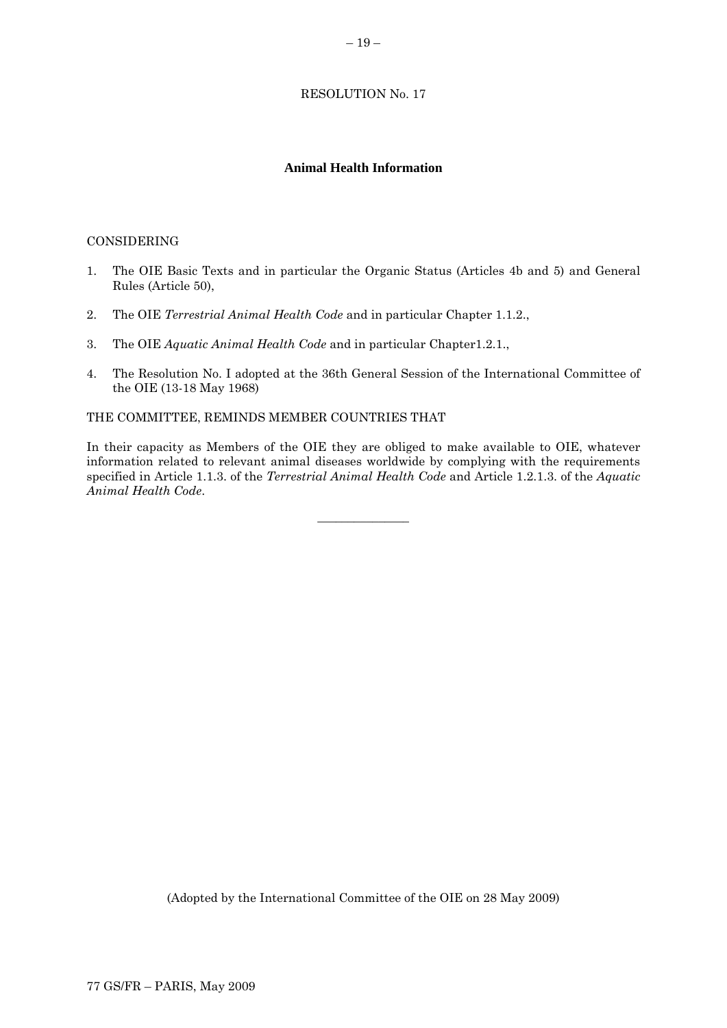# RESOLUTION No. 17

## Animal Health Information

CONSIDERING

1. The OIE Basic Texts and in particular the Organic Status (Articles 4b and 5) and General Rules (Article 50),
2. The OIE *Terrestrial Animal Health Code* and in particular Chapter 1.1.2.,
3. The OIE *Aquatic Animal Health Code* and in particular Chapter1.2.1.,
4. The Resolution No. I adopted at the 36th General Session of the International Committee of the OIE (13-18 May 1968)

THE COMMITTEE, REMINDS MEMBER COUNTRIES THAT

In their capacity as Members of the OIE they are obliged to make available to OIE, whatever information related to relevant animal diseases worldwide by complying with the requirements specified in Article 1.1.3. of the *Terrestrial Animal Health Code* and Article 1.2.1.3. of the *Aquatic Animal Health Code*.

---

(Adopted by the International Committee of the OIE on 28 May 2009)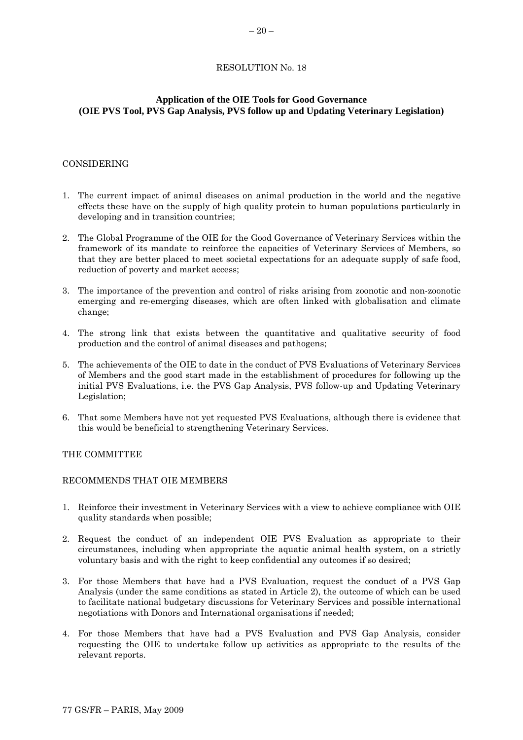RESOLUTION No. 18

**Application of the OIE Tools for Good Governance (OIE PVS Tool, PVS Gap Analysis, PVS follow up and Updating Veterinary Legislation)**

CONSIDERING

1. The current impact of animal diseases on animal production in the world and the negative effects these have on the supply of high quality protein to human populations particularly in developing and in transition countries;
2. The Global Programme of the OIE for the Good Governance of Veterinary Services within the framework of its mandate to reinforce the capacities of Veterinary Services of Members, so that they are better placed to meet societal expectations for an adequate supply of safe food, reduction of poverty and market access;
3. The importance of the prevention and control of risks arising from zoonotic and non-zoonotic emerging and re-emerging diseases, which are often linked with globalisation and climate change;
4. The strong link that exists between the quantitative and qualitative security of food production and the control of animal diseases and pathogens;
5. The achievements of the OIE to date in the conduct of PVS Evaluations of Veterinary Services of Members and the good start made in the establishment of procedures for following up the initial PVS Evaluations, i.e. the PVS Gap Analysis, PVS follow-up and Updating Veterinary Legislation;
6. That some Members have not yet requested PVS Evaluations, although there is evidence that this would be beneficial to strengthening Veterinary Services.

THE COMMITTEE

RECOMMENDS THAT OIE MEMBERS

1. Reinforce their investment in Veterinary Services with a view to achieve compliance with OIE quality standards when possible;
2. Request the conduct of an independent OIE PVS Evaluation as appropriate to their circumstances, including when appropriate the aquatic animal health system, on a strictly voluntary basis and with the right to keep confidential any outcomes if so desired;
3. For those Members that have had a PVS Evaluation, request the conduct of a PVS Gap Analysis (under the same conditions as stated in Article 2), the outcome of which can be used to facilitate national budgetary discussions for Veterinary Services and possible international negotiations with Donors and International organisations if needed;
4. For those Members that have had a PVS Evaluation and PVS Gap Analysis, consider requesting the OIE to undertake follow up activities as appropriate to the results of the relevant reports.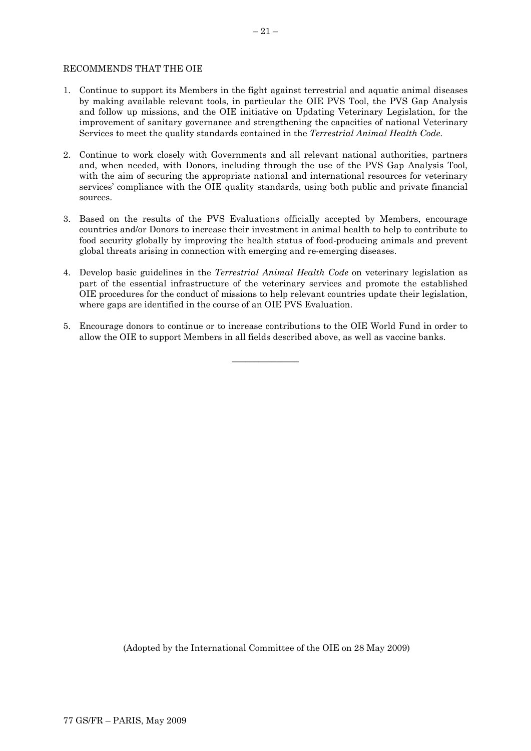RECOMMENDS THAT THE OIE

1. Continue to support its Members in the fight against terrestrial and aquatic animal diseases by making available relevant tools, in particular the OIE PVS Tool, the PVS Gap Analysis and follow up missions, and the OIE initiative on Updating Veterinary Legislation, for the improvement of sanitary governance and strengthening the capacities of national Veterinary Services to meet the quality standards contained in the *Terrestrial Animal Health Code*.

2. Continue to work closely with Governments and all relevant national authorities, partners and, when needed, with Donors, including through the use of the PVS Gap Analysis Tool, with the aim of securing the appropriate national and international resources for veterinary services' compliance with the OIE quality standards, using both public and private financial sources.

3. Based on the results of the PVS Evaluations officially accepted by Members, encourage countries and/or Donors to increase their investment in animal health to help to contribute to food security globally by improving the health status of food-producing animals and prevent global threats arising in connection with emerging and re-emerging diseases.

4. Develop basic guidelines in the *Terrestrial Animal Health Code* on veterinary legislation as part of the essential infrastructure of the veterinary services and promote the established OIE procedures for the conduct of missions to help relevant countries update their legislation, where gaps are identified in the course of an OIE PVS Evaluation.

5. Encourage donors to continue or to increase contributions to the OIE World Fund in order to allow the OIE to support Members in all fields described above, as well as vaccine banks.

---

(Adopted by the International Committee of the OIE on 28 May 2009)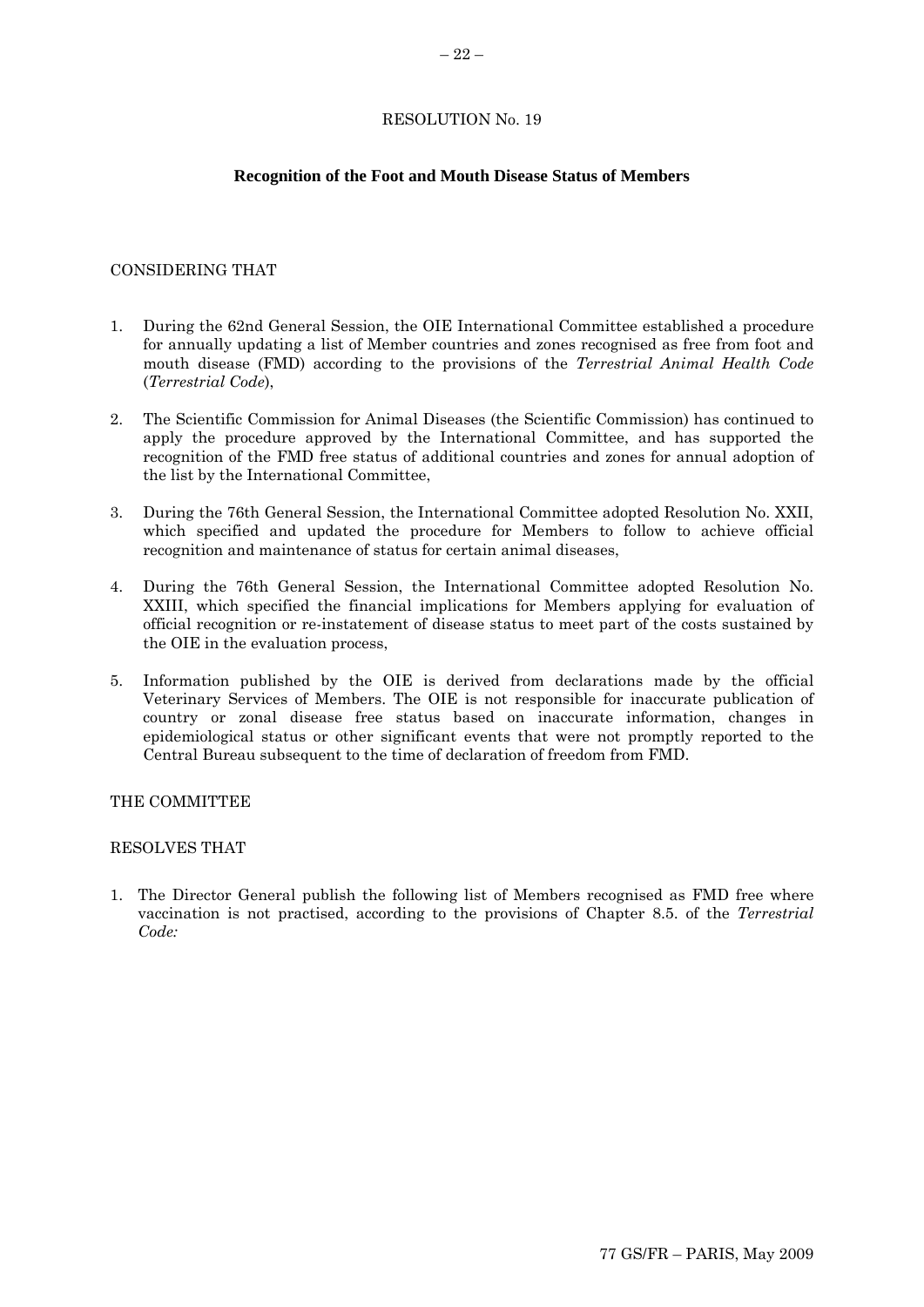RESOLUTION No. 19

## Recognition of the Foot and Mouth Disease Status of Members

CONSIDERING THAT

1. During the 62nd General Session, the OIE International Committee established a procedure for annually updating a list of Member countries and zones recognised as free from foot and mouth disease (FMD) according to the provisions of the *Terrestrial Animal Health Code* (*Terrestrial Code*),

2. The Scientific Commission for Animal Diseases (the Scientific Commission) has continued to apply the procedure approved by the International Committee, and has supported the recognition of the FMD free status of additional countries and zones for annual adoption of the list by the International Committee,

3. During the 76th General Session, the International Committee adopted Resolution No. XXII, which specified and updated the procedure for Members to follow to achieve official recognition and maintenance of status for certain animal diseases,

4. During the 76th General Session, the International Committee adopted Resolution No. XXIII, which specified the financial implications for Members applying for evaluation of official recognition or re-instatement of disease status to meet part of the costs sustained by the OIE in the evaluation process,

5. Information published by the OIE is derived from declarations made by the official Veterinary Services of Members. The OIE is not responsible for inaccurate publication of country or zonal disease free status based on inaccurate information, changes in epidemiological status or other significant events that were not promptly reported to the Central Bureau subsequent to the time of declaration of freedom from FMD.

THE COMMITTEE

RESOLVES THAT

1. The Director General publish the following list of Members recognised as FMD free where vaccination is not practised, according to the provisions of Chapter 8.5. of the *Terrestrial Code:*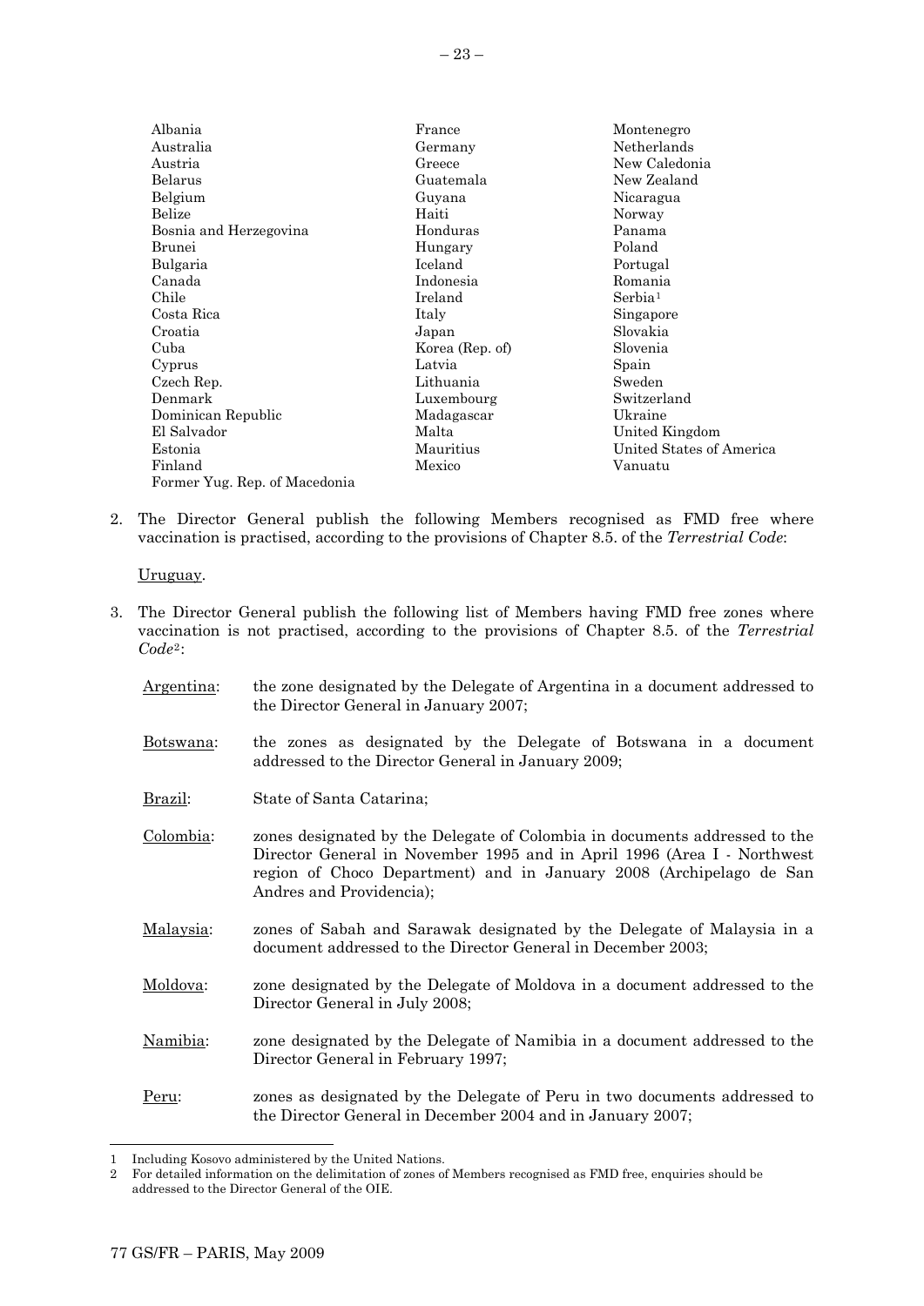Albania
Australia
Austria
Belarus
Belgium
Belize
Bosnia and Herzegovina
Brunei
Bulgaria
Canada
Chile
Costa Rica
Croatia
Cuba
Cyprus
Czech Rep.
Denmark
Dominican Republic
El Salvador
Estonia
Finland
Former Yug. Rep. of Macedonia
France
Germany
Greece
Guatemala
Guyana
Haiti
Honduras
Hungary
Iceland
Indonesia
Ireland
Italy
Japan
Korea (Rep. of)
Latvia
Lithuania
Luxembourg
Madagascar
Malta
Mauritius
Mexico
Montenegro
Netherlands
New Caledonia
New Zealand
Nicaragua
Norway
Panama
Poland
Portugal
Romania
Serbia[1]
Singapore
Slovakia
Slovenia
Spain
Sweden
Switzerland
Ukraine
United Kingdom
United States of America
Vanuatu

2. The Director General publish the following Members recognised as FMD free where vaccination is practised, according to the provisions of Chapter 8.5. of the *Terrestrial Code*:

   Uruguay.

3. The Director General publish the following list of Members having FMD free zones where vaccination is not practised, according to the provisions of Chapter 8.5. of the *Terrestrial Code*[2]:

   Argentina: the zone designated by the Delegate of Argentina in a document addressed to the Director General in January 2007;

   Botswana: the zones as designated by the Delegate of Botswana in a document addressed to the Director General in January 2009;

   Brazil: State of Santa Catarina;

   Colombia: zones designated by the Delegate of Colombia in documents addressed to the Director General in November 1995 and in April 1996 (Area I - Northwest region of Choco Department) and in January 2008 (Archipelago de San Andres and Providencia);

   Malaysia: zones of Sabah and Sarawak designated by the Delegate of Malaysia in a document addressed to the Director General in December 2003;

   Moldova: zone designated by the Delegate of Moldova in a document addressed to the Director General in July 2008;

   Namibia: zone designated by the Delegate of Namibia in a document addressed to the Director General in February 1997;

   Peru: zones as designated by the Delegate of Peru in two documents addressed to the Director General in December 2004 and in January 2007;

---

1 Including Kosovo administered by the United Nations.

2 For detailed information on the delimitation of zones of Members recognised as FMD free, enquiries should be addressed to the Director General of the OIE.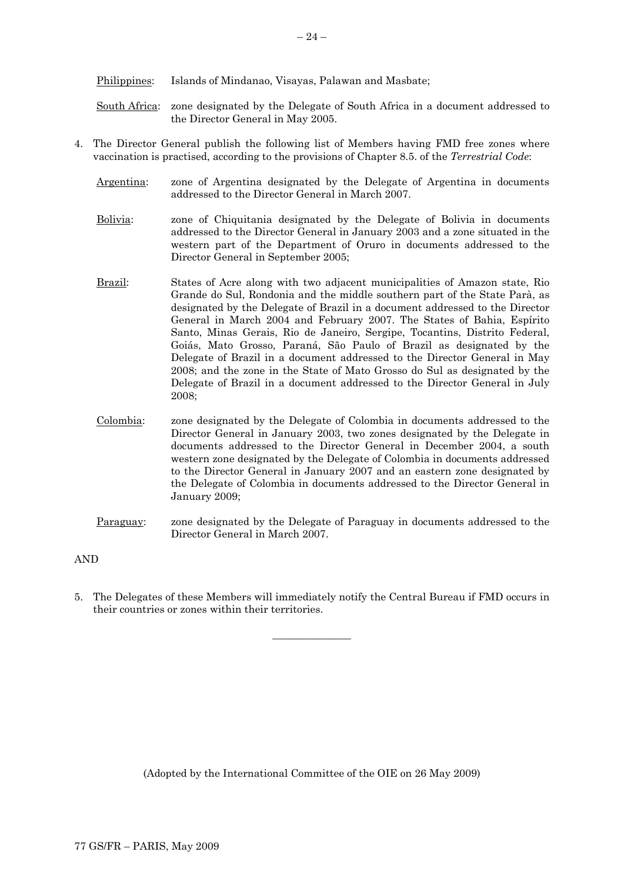Philippines: Islands of Mindanao, Visayas, Palawan and Masbate;

South Africa: zone designated by the Delegate of South Africa in a document addressed to the Director General in May 2005.

4. The Director General publish the following list of Members having FMD free zones where vaccination is practised, according to the provisions of Chapter 8.5. of the *Terrestrial Code*:

   Argentina: zone of Argentina designated by the Delegate of Argentina in documents addressed to the Director General in March 2007.

   Bolivia: zone of Chiquitania designated by the Delegate of Bolivia in documents addressed to the Director General in January 2003 and a zone situated in the western part of the Department of Oruro in documents addressed to the Director General in September 2005;

   Brazil: States of Acre along with two adjacent municipalities of Amazon state, Rio Grande do Sul, Rondonia and the middle southern part of the State Parà, as designated by the Delegate of Brazil in a document addressed to the Director General in March 2004 and February 2007. The States of Bahia, Espírito Santo, Minas Gerais, Rio de Janeiro, Sergipe, Tocantins, Distrito Federal, Goiás, Mato Grosso, Paraná, São Paulo of Brazil as designated by the Delegate of Brazil in a document addressed to the Director General in May 2008; and the zone in the State of Mato Grosso do Sul as designated by the Delegate of Brazil in a document addressed to the Director General in July 2008;

   Colombia: zone designated by the Delegate of Colombia in documents addressed to the Director General in January 2003, two zones designated by the Delegate in documents addressed to the Director General in December 2004, a south western zone designated by the Delegate of Colombia in documents addressed to the Director General in January 2007 and an eastern zone designated by the Delegate of Colombia in documents addressed to the Director General in January 2009;

   Paraguay: zone designated by the Delegate of Paraguay in documents addressed to the Director General in March 2007.

AND

5. The Delegates of these Members will immediately notify the Central Bureau if FMD occurs in their countries or zones within their territories.

---

(Adopted by the International Committee of the OIE on 26 May 2009)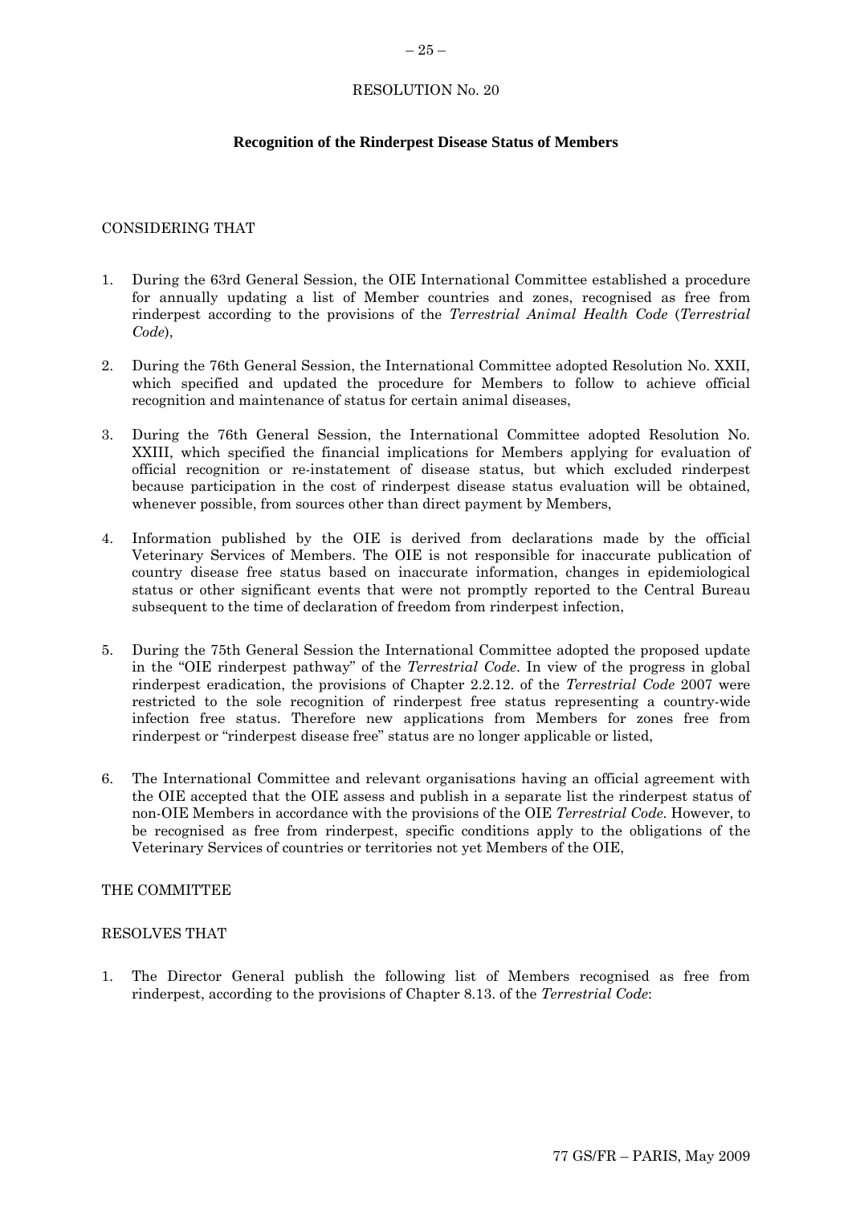RESOLUTION No. 20

**Recognition of the Rinderpest Disease Status of Members**

CONSIDERING THAT

1. During the 63rd General Session, the OIE International Committee established a procedure for annually updating a list of Member countries and zones, recognised as free from rinderpest according to the provisions of the *Terrestrial Animal Health Code* (*Terrestrial Code*),

2. During the 76th General Session, the International Committee adopted Resolution No. XXII, which specified and updated the procedure for Members to follow to achieve official recognition and maintenance of status for certain animal diseases,

3. During the 76th General Session, the International Committee adopted Resolution No. XXIII, which specified the financial implications for Members applying for evaluation of official recognition or re-instatement of disease status, but which excluded rinderpest because participation in the cost of rinderpest disease status evaluation will be obtained, whenever possible, from sources other than direct payment by Members,

4. Information published by the OIE is derived from declarations made by the official Veterinary Services of Members. The OIE is not responsible for inaccurate publication of country disease free status based on inaccurate information, changes in epidemiological status or other significant events that were not promptly reported to the Central Bureau subsequent to the time of declaration of freedom from rinderpest infection,

5. During the 75th General Session the International Committee adopted the proposed update in the "OIE rinderpest pathway" of the *Terrestrial Code*. In view of the progress in global rinderpest eradication, the provisions of Chapter 2.2.12. of the *Terrestrial Code* 2007 were restricted to the sole recognition of rinderpest free status representing a country-wide infection free status. Therefore new applications from Members for zones free from rinderpest or "rinderpest disease free" status are no longer applicable or listed,

6. The International Committee and relevant organisations having an official agreement with the OIE accepted that the OIE assess and publish in a separate list the rinderpest status of non-OIE Members in accordance with the provisions of the OIE *Terrestrial Code*. However, to be recognised as free from rinderpest, specific conditions apply to the obligations of the Veterinary Services of countries or territories not yet Members of the OIE,

THE COMMITTEE

RESOLVES THAT

1. The Director General publish the following list of Members recognised as free from rinderpest, according to the provisions of Chapter 8.13. of the *Terrestrial Code*: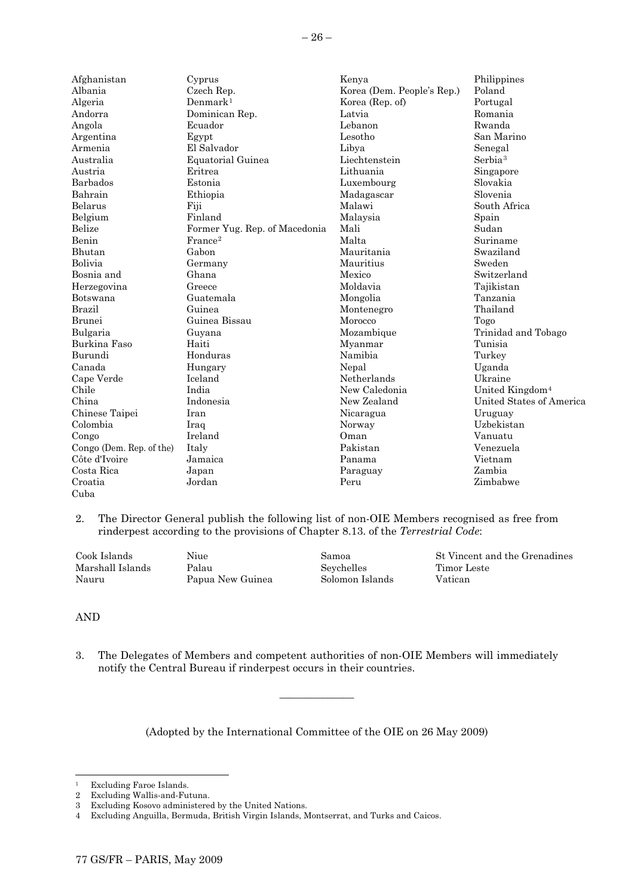Afghanistan
Albania
Algeria
Andorra
Angola
Argentina
Armenia
Australia
Austria
Barbados
Bahrain
Belarus
Belgium
Belize
Benin
Bhutan
Bolivia
Bosnia and Herzegovina
Botswana
Brazil
Brunei
Bulgaria
Burkina Faso
Burundi
Canada
Cape Verde
Chile
China
Chinese Taipei
Colombia
Congo
Congo (Dem. Rep. of the)
Côte d'Ivoire
Costa Rica
Croatia
Cuba
Cyprus
Czech Rep.
Denmark[1]
Dominican Rep.
Ecuador
Egypt
El Salvador
Equatorial Guinea
Eritrea
Estonia
Ethiopia
Fiji
Finland
Former Yug. Rep. of Macedonia
France[2]
Gabon
Germany
Ghana
Greece
Guatemala
Guinea
Guinea Bissau
Guyana
Haiti
Honduras
Hungary
Iceland
India
Indonesia
Iran
Iraq
Ireland
Italy
Jamaica
Japan
Jordan
Kenya
Korea (Dem. People's Rep.)
Korea (Rep. of)
Latvia
Lebanon
Lesotho
Libya
Liechtenstein
Lithuania
Luxembourg
Madagascar
Malawi
Malaysia
Mali
Malta
Mauritania
Mauritius
Mexico
Moldavia
Mongolia
Montenegro
Morocco
Mozambique
Myanmar
Namibia
Nepal
Netherlands
New Caledonia
New Zealand
Nicaragua
Norway
Oman
Pakistan
Panama
Paraguay
Peru
Philippines
Poland
Portugal
Romania
Rwanda
San Marino
Senegal
Serbia[3]
Singapore
Slovakia
Slovenia
South Africa
Spain
Sudan
Suriname
Swaziland
Sweden
Switzerland
Tajikistan
Tanzania
Thailand
Togo
Trinidad and Tobago
Tunisia
Turkey
Uganda
Ukraine
United Kingdom[4]
United States of America
Uruguay
Uzbekistan
Vanuatu
Venezuela
Vietnam
Zambia
Zimbabwe

2. The Director General publish the following list of non-OIE Members recognised as free from rinderpest according to the provisions of Chapter 8.13. of the *Terrestrial Code*:

Cook Islands
Marshall Islands
Nauru
Niue
Palau
Papua New Guinea
Samoa
Seychelles
Solomon Islands
St Vincent and the Grenadines
Timor Leste
Vatican

AND

3. The Delegates of Members and competent authorities of non-OIE Members will immediately notify the Central Bureau if rinderpest occurs in their countries.

---

(Adopted by the International Committee of the OIE on 26 May 2009)

---

1 Excluding Faroe Islands.
2 Excluding Wallis-and-Futuna.
3 Excluding Kosovo administered by the United Nations.
4 Excluding Anguilla, Bermuda, British Virgin Islands, Montserrat, and Turks and Caicos.

77 GS/FR – PARIS, May 2009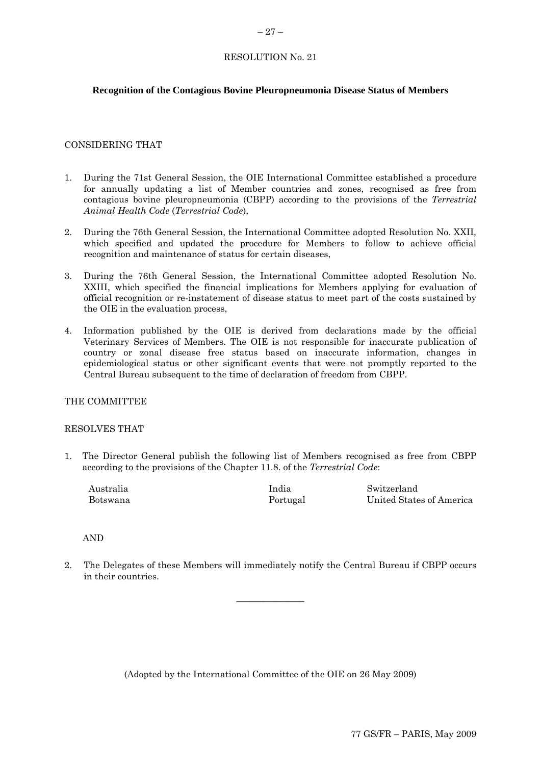RESOLUTION No. 21

**Recognition of the Contagious Bovine Pleuropneumonia Disease Status of Members**

CONSIDERING THAT

1. During the 71st General Session, the OIE International Committee established a procedure for annually updating a list of Member countries and zones, recognised as free from contagious bovine pleuropneumonia (CBPP) according to the provisions of the *Terrestrial Animal Health Code* (*Terrestrial Code*),

2. During the 76th General Session, the International Committee adopted Resolution No. XXII, which specified and updated the procedure for Members to follow to achieve official recognition and maintenance of status for certain diseases,

3. During the 76th General Session, the International Committee adopted Resolution No. XXIII, which specified the financial implications for Members applying for evaluation of official recognition or re-instatement of disease status to meet part of the costs sustained by the OIE in the evaluation process,

4. Information published by the OIE is derived from declarations made by the official Veterinary Services of Members. The OIE is not responsible for inaccurate publication of country or zonal disease free status based on inaccurate information, changes in epidemiological status or other significant events that were not promptly reported to the Central Bureau subsequent to the time of declaration of freedom from CBPP.

THE COMMITTEE

RESOLVES THAT

1. The Director General publish the following list of Members recognised as free from CBPP according to the provisions of the Chapter 11.8. of the *Terrestrial Code*:

   Australia
   Botswana
   India
   Portugal
   Switzerland
   United States of America

   AND

2. The Delegates of these Members will immediately notify the Central Bureau if CBPP occurs in their countries.

---

(Adopted by the International Committee of the OIE on 26 May 2009)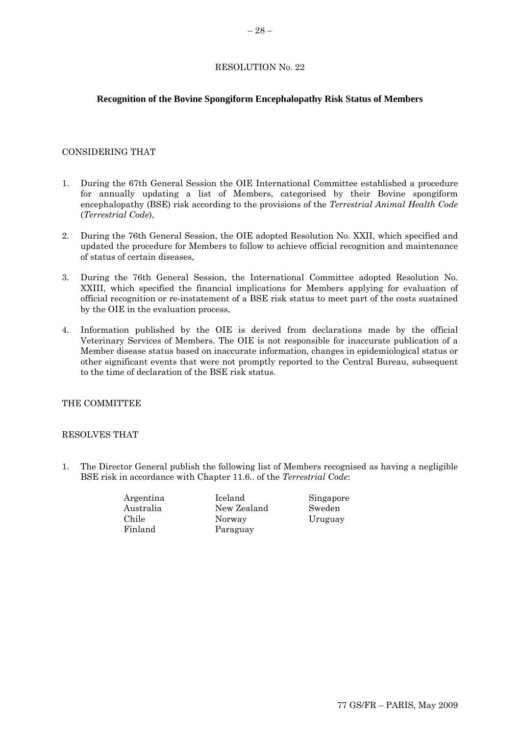RESOLUTION No. 22

## Recognition of the Bovine Spongiform Encephalopathy Risk Status of Members

CONSIDERING THAT

1. During the 67th General Session the OIE International Committee established a procedure for annually updating a list of Members, categorised by their Bovine spongiform encephalopathy (BSE) risk according to the provisions of the *Terrestrial Animal Health Code* (*Terrestrial Code*),

2. During the 76th General Session, the OIE adopted Resolution No. XXII, which specified and updated the procedure for Members to follow to achieve official recognition and maintenance of status of certain diseases,

3. During the 76th General Session, the International Committee adopted Resolution No. XXIII, which specified the financial implications for Members applying for evaluation of official recognition or re-instatement of a BSE risk status to meet part of the costs sustained by the OIE in the evaluation process,

4. Information published by the OIE is derived from declarations made by the official Veterinary Services of Members. The OIE is not responsible for inaccurate publication of a Member disease status based on inaccurate information, changes in epidemiological status or other significant events that were not promptly reported to the Central Bureau, subsequent to the time of declaration of the BSE risk status.

THE COMMITTEE

RESOLVES THAT

1. The Director General publish the following list of Members recognised as having a negligible BSE risk in accordance with Chapter 11.6.. of the *Terrestrial Code*:

| | | |
|---|---|---|
| Argentina | Iceland | Singapore |
| Australia | New Zealand | Sweden |
| Chile | Norway | Uruguay |
| Finland | Paraguay | |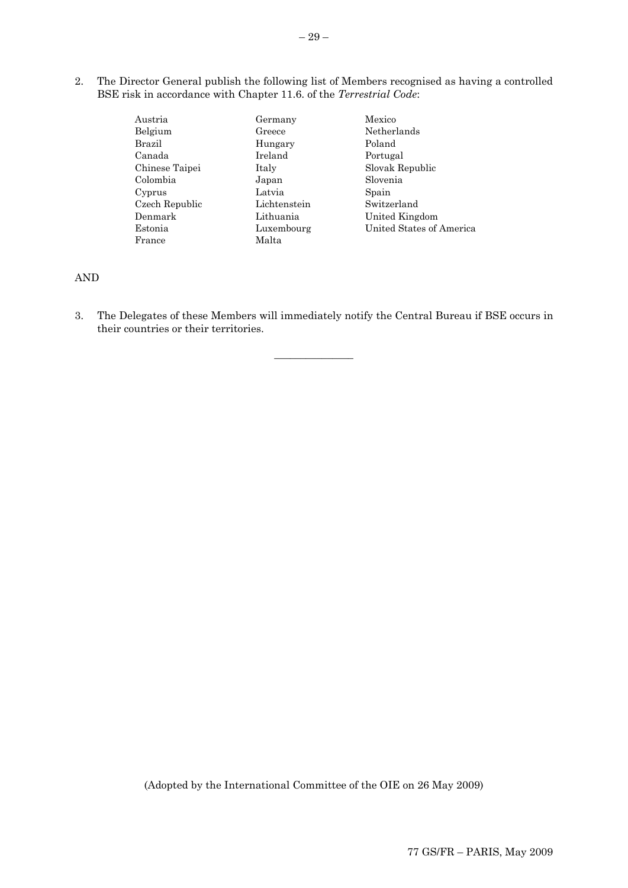2. The Director General publish the following list of Members recognised as having a controlled BSE risk in accordance with Chapter 11.6. of the *Terrestrial Code*:

| | | |
|---|---|---|
| Austria | Germany | Mexico |
| Belgium | Greece | Netherlands |
| Brazil | Hungary | Poland |
| Canada | Ireland | Portugal |
| Chinese Taipei | Italy | Slovak Republic |
| Colombia | Japan | Slovenia |
| Cyprus | Latvia | Spain |
| Czech Republic | Lichtenstein | Switzerland |
| Denmark | Lithuania | United Kingdom |
| Estonia | Luxembourg | United States of America |
| France | Malta | |

AND

3. The Delegates of these Members will immediately notify the Central Bureau if BSE occurs in their countries or their territories.

---

(Adopted by the International Committee of the OIE on 26 May 2009)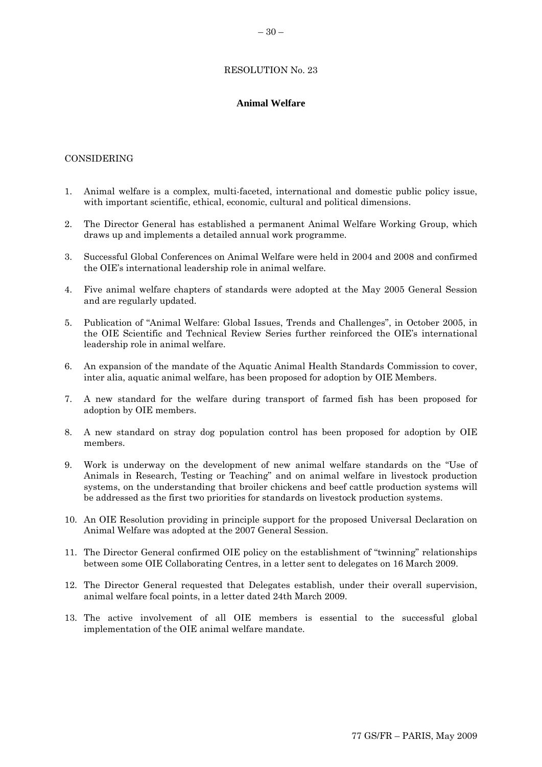RESOLUTION No. 23

## Animal Welfare

CONSIDERING

1. Animal welfare is a complex, multi-faceted, international and domestic public policy issue, with important scientific, ethical, economic, cultural and political dimensions.

2. The Director General has established a permanent Animal Welfare Working Group, which draws up and implements a detailed annual work programme.

3. Successful Global Conferences on Animal Welfare were held in 2004 and 2008 and confirmed the OIE's international leadership role in animal welfare.

4. Five animal welfare chapters of standards were adopted at the May 2005 General Session and are regularly updated.

5. Publication of "Animal Welfare: Global Issues, Trends and Challenges", in October 2005, in the OIE Scientific and Technical Review Series further reinforced the OIE's international leadership role in animal welfare.

6. An expansion of the mandate of the Aquatic Animal Health Standards Commission to cover, inter alia, aquatic animal welfare, has been proposed for adoption by OIE Members.

7. A new standard for the welfare during transport of farmed fish has been proposed for adoption by OIE members.

8. A new standard on stray dog population control has been proposed for adoption by OIE members.

9. Work is underway on the development of new animal welfare standards on the "Use of Animals in Research, Testing or Teaching" and on animal welfare in livestock production systems, on the understanding that broiler chickens and beef cattle production systems will be addressed as the first two priorities for standards on livestock production systems.

10. An OIE Resolution providing in principle support for the proposed Universal Declaration on Animal Welfare was adopted at the 2007 General Session.

11. The Director General confirmed OIE policy on the establishment of "twinning" relationships between some OIE Collaborating Centres, in a letter sent to delegates on 16 March 2009.

12. The Director General requested that Delegates establish, under their overall supervision, animal welfare focal points, in a letter dated 24th March 2009.

13. The active involvement of all OIE members is essential to the successful global implementation of the OIE animal welfare mandate.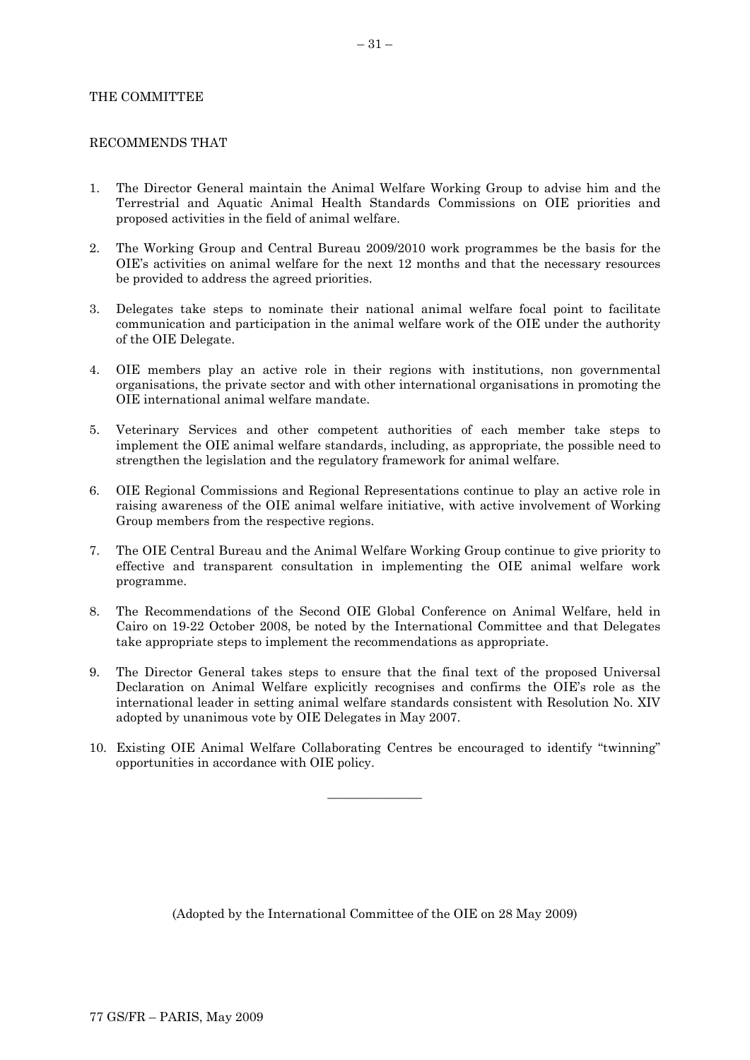THE COMMITTEE

RECOMMENDS THAT

1. The Director General maintain the Animal Welfare Working Group to advise him and the Terrestrial and Aquatic Animal Health Standards Commissions on OIE priorities and proposed activities in the field of animal welfare.

2. The Working Group and Central Bureau 2009/2010 work programmes be the basis for the OIE's activities on animal welfare for the next 12 months and that the necessary resources be provided to address the agreed priorities.

3. Delegates take steps to nominate their national animal welfare focal point to facilitate communication and participation in the animal welfare work of the OIE under the authority of the OIE Delegate.

4. OIE members play an active role in their regions with institutions, non governmental organisations, the private sector and with other international organisations in promoting the OIE international animal welfare mandate.

5. Veterinary Services and other competent authorities of each member take steps to implement the OIE animal welfare standards, including, as appropriate, the possible need to strengthen the legislation and the regulatory framework for animal welfare.

6. OIE Regional Commissions and Regional Representations continue to play an active role in raising awareness of the OIE animal welfare initiative, with active involvement of Working Group members from the respective regions.

7. The OIE Central Bureau and the Animal Welfare Working Group continue to give priority to effective and transparent consultation in implementing the OIE animal welfare work programme.

8. The Recommendations of the Second OIE Global Conference on Animal Welfare, held in Cairo on 19-22 October 2008, be noted by the International Committee and that Delegates take appropriate steps to implement the recommendations as appropriate.

9. The Director General takes steps to ensure that the final text of the proposed Universal Declaration on Animal Welfare explicitly recognises and confirms the OIE's role as the international leader in setting animal welfare standards consistent with Resolution No. XIV adopted by unanimous vote by OIE Delegates in May 2007.

10. Existing OIE Animal Welfare Collaborating Centres be encouraged to identify "twinning" opportunities in accordance with OIE policy.

---

(Adopted by the International Committee of the OIE on 28 May 2009)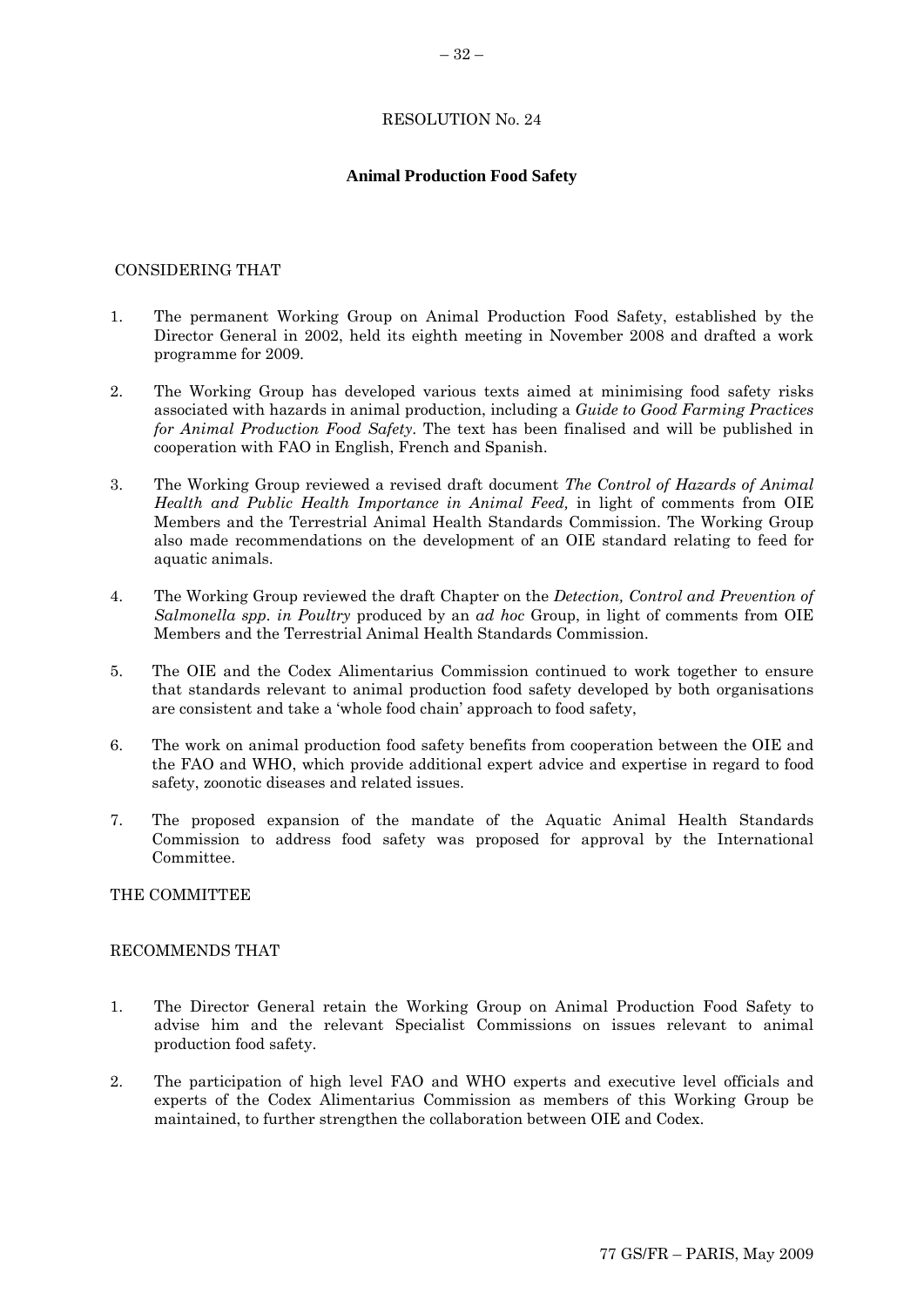RESOLUTION No. 24

**Animal Production Food Safety**

CONSIDERING THAT

1. The permanent Working Group on Animal Production Food Safety, established by the Director General in 2002, held its eighth meeting in November 2008 and drafted a work programme for 2009.

2. The Working Group has developed various texts aimed at minimising food safety risks associated with hazards in animal production, including a *Guide to Good Farming Practices for Animal Production Food Safety*. The text has been finalised and will be published in cooperation with FAO in English, French and Spanish.

3. The Working Group reviewed a revised draft document *The Control of Hazards of Animal Health and Public Health Importance in Animal Feed,* in light of comments from OIE Members and the Terrestrial Animal Health Standards Commission. The Working Group also made recommendations on the development of an OIE standard relating to feed for aquatic animals.

4. The Working Group reviewed the draft Chapter on the *Detection, Control and Prevention of Salmonella spp. in Poultry* produced by an *ad hoc* Group, in light of comments from OIE Members and the Terrestrial Animal Health Standards Commission.

5. The OIE and the Codex Alimentarius Commission continued to work together to ensure that standards relevant to animal production food safety developed by both organisations are consistent and take a 'whole food chain' approach to food safety,

6. The work on animal production food safety benefits from cooperation between the OIE and the FAO and WHO, which provide additional expert advice and expertise in regard to food safety, zoonotic diseases and related issues.

7. The proposed expansion of the mandate of the Aquatic Animal Health Standards Commission to address food safety was proposed for approval by the International Committee.

THE COMMITTEE

RECOMMENDS THAT

1. The Director General retain the Working Group on Animal Production Food Safety to advise him and the relevant Specialist Commissions on issues relevant to animal production food safety.

2. The participation of high level FAO and WHO experts and executive level officials and experts of the Codex Alimentarius Commission as members of this Working Group be maintained, to further strengthen the collaboration between OIE and Codex.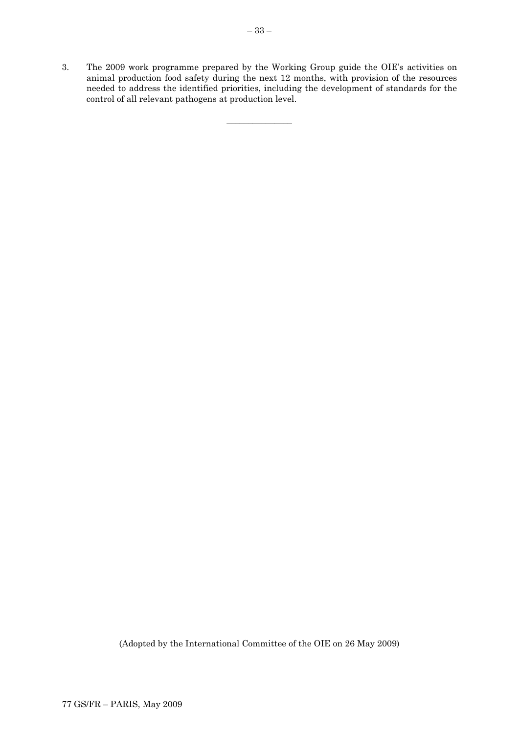3. The 2009 work programme prepared by the Working Group guide the OIE's activities on animal production food safety during the next 12 months, with provision of the resources needed to address the identified priorities, including the development of standards for the control of all relevant pathogens at production level.

---

(Adopted by the International Committee of the OIE on 26 May 2009)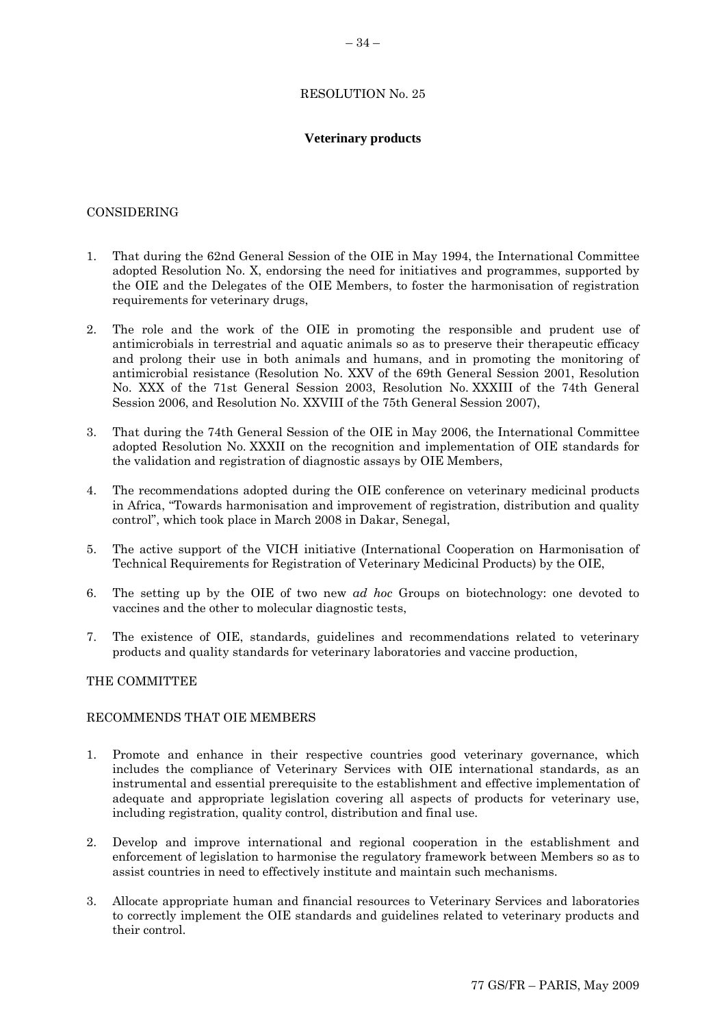RESOLUTION No. 25

## Veterinary products

CONSIDERING

1. That during the 62nd General Session of the OIE in May 1994, the International Committee adopted Resolution No. X, endorsing the need for initiatives and programmes, supported by the OIE and the Delegates of the OIE Members, to foster the harmonisation of registration requirements for veterinary drugs,

2. The role and the work of the OIE in promoting the responsible and prudent use of antimicrobials in terrestrial and aquatic animals so as to preserve their therapeutic efficacy and prolong their use in both animals and humans, and in promoting the monitoring of antimicrobial resistance (Resolution No. XXV of the 69th General Session 2001, Resolution No. XXX of the 71st General Session 2003, Resolution No. XXXIII of the 74th General Session 2006, and Resolution No. XXVIII of the 75th General Session 2007),

3. That during the 74th General Session of the OIE in May 2006, the International Committee adopted Resolution No. XXXII on the recognition and implementation of OIE standards for the validation and registration of diagnostic assays by OIE Members,

4. The recommendations adopted during the OIE conference on veterinary medicinal products in Africa, "Towards harmonisation and improvement of registration, distribution and quality control", which took place in March 2008 in Dakar, Senegal,

5. The active support of the VICH initiative (International Cooperation on Harmonisation of Technical Requirements for Registration of Veterinary Medicinal Products) by the OIE,

6. The setting up by the OIE of two new *ad hoc* Groups on biotechnology: one devoted to vaccines and the other to molecular diagnostic tests,

7. The existence of OIE, standards, guidelines and recommendations related to veterinary products and quality standards for veterinary laboratories and vaccine production,

THE COMMITTEE

RECOMMENDS THAT OIE MEMBERS

1. Promote and enhance in their respective countries good veterinary governance, which includes the compliance of Veterinary Services with OIE international standards, as an instrumental and essential prerequisite to the establishment and effective implementation of adequate and appropriate legislation covering all aspects of products for veterinary use, including registration, quality control, distribution and final use.

2. Develop and improve international and regional cooperation in the establishment and enforcement of legislation to harmonise the regulatory framework between Members so as to assist countries in need to effectively institute and maintain such mechanisms.

3. Allocate appropriate human and financial resources to Veterinary Services and laboratories to correctly implement the OIE standards and guidelines related to veterinary products and their control.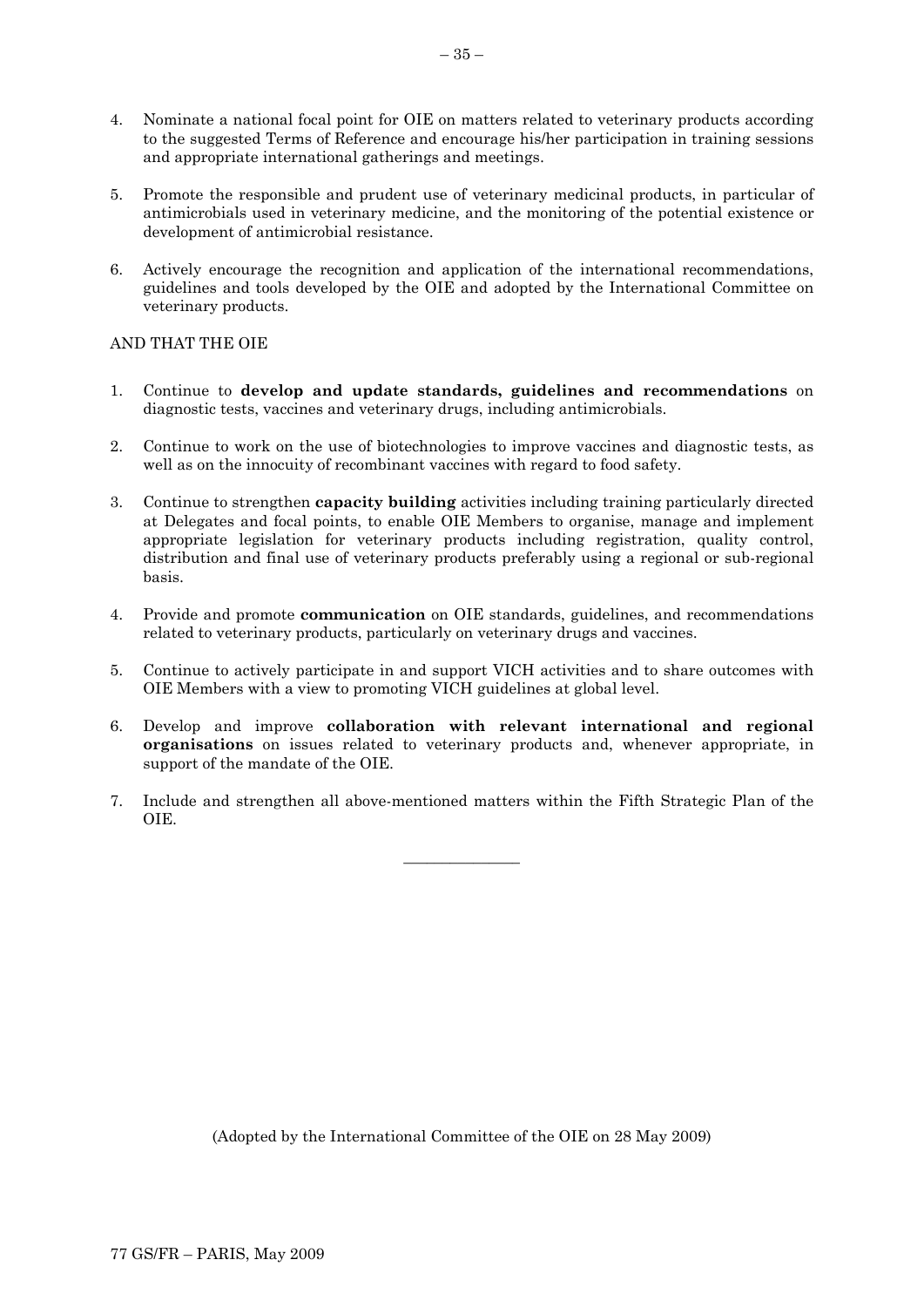4. Nominate a national focal point for OIE on matters related to veterinary products according to the suggested Terms of Reference and encourage his/her participation in training sessions and appropriate international gatherings and meetings.

5. Promote the responsible and prudent use of veterinary medicinal products, in particular of antimicrobials used in veterinary medicine, and the monitoring of the potential existence or development of antimicrobial resistance.

6. Actively encourage the recognition and application of the international recommendations, guidelines and tools developed by the OIE and adopted by the International Committee on veterinary products.

AND THAT THE OIE

1. Continue to **develop and update standards, guidelines and recommendations** on diagnostic tests, vaccines and veterinary drugs, including antimicrobials.

2. Continue to work on the use of biotechnologies to improve vaccines and diagnostic tests, as well as on the innocuity of recombinant vaccines with regard to food safety.

3. Continue to strengthen **capacity building** activities including training particularly directed at Delegates and focal points, to enable OIE Members to organise, manage and implement appropriate legislation for veterinary products including registration, quality control, distribution and final use of veterinary products preferably using a regional or sub-regional basis.

4. Provide and promote **communication** on OIE standards, guidelines, and recommendations related to veterinary products, particularly on veterinary drugs and vaccines.

5. Continue to actively participate in and support VICH activities and to share outcomes with OIE Members with a view to promoting VICH guidelines at global level.

6. Develop and improve **collaboration with relevant international and regional organisations** on issues related to veterinary products and, whenever appropriate, in support of the mandate of the OIE.

7. Include and strengthen all above-mentioned matters within the Fifth Strategic Plan of the OIE.

---

(Adopted by the International Committee of the OIE on 28 May 2009)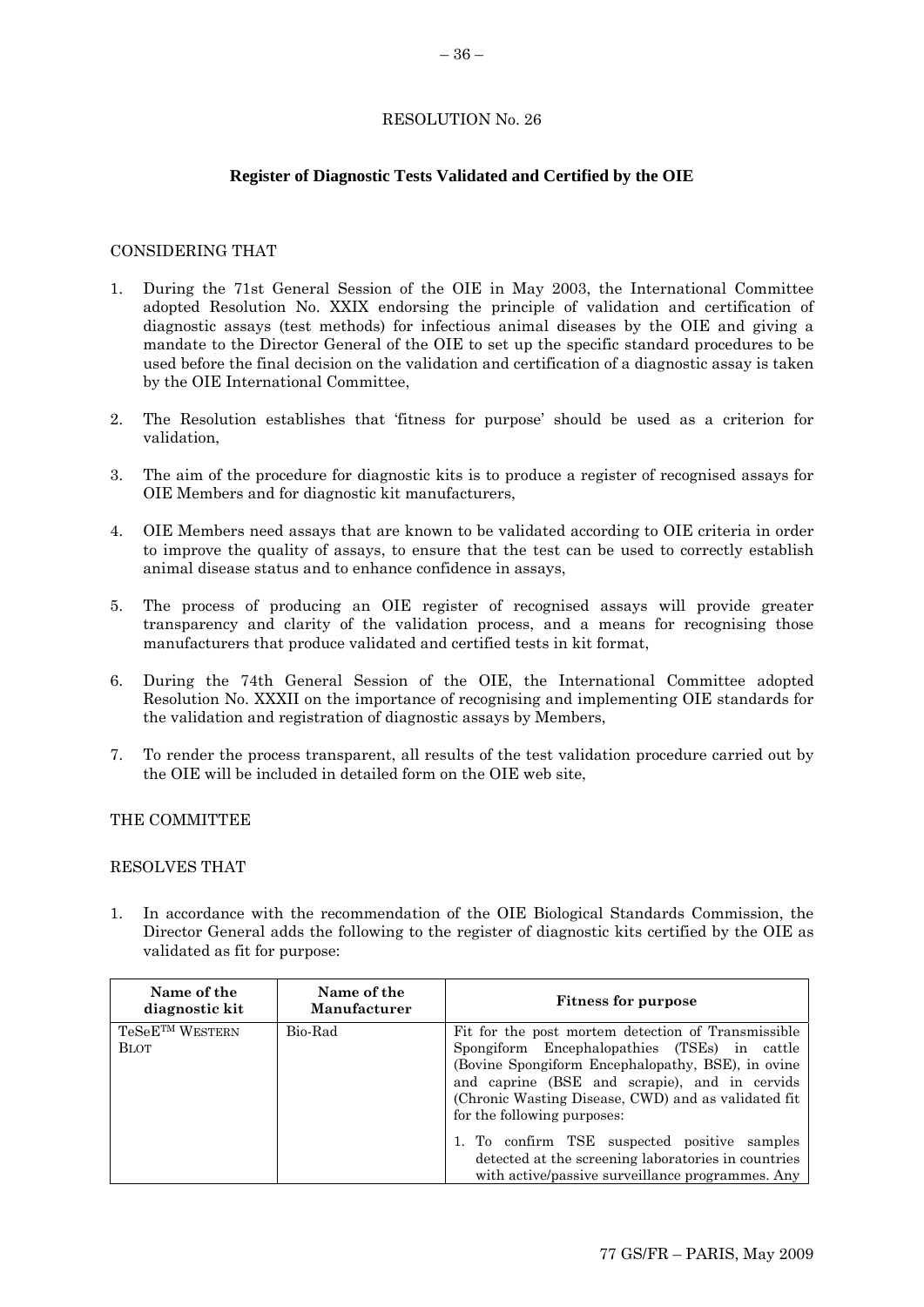# RESOLUTION No. 26

## Register of Diagnostic Tests Validated and Certified by the OIE

CONSIDERING THAT

1. During the 71st General Session of the OIE in May 2003, the International Committee adopted Resolution No. XXIX endorsing the principle of validation and certification of diagnostic assays (test methods) for infectious animal diseases by the OIE and giving a mandate to the Director General of the OIE to set up the specific standard procedures to be used before the final decision on the validation and certification of a diagnostic assay is taken by the OIE International Committee,
2. The Resolution establishes that 'fitness for purpose' should be used as a criterion for validation,
3. The aim of the procedure for diagnostic kits is to produce a register of recognised assays for OIE Members and for diagnostic kit manufacturers,
4. OIE Members need assays that are known to be validated according to OIE criteria in order to improve the quality of assays, to ensure that the test can be used to correctly establish animal disease status and to enhance confidence in assays,
5. The process of producing an OIE register of recognised assays will provide greater transparency and clarity of the validation process, and a means for recognising those manufacturers that produce validated and certified tests in kit format,
6. During the 74th General Session of the OIE, the International Committee adopted Resolution No. XXXII on the importance of recognising and implementing OIE standards for the validation and registration of diagnostic assays by Members,
7. To render the process transparent, all results of the test validation procedure carried out by the OIE will be included in detailed form on the OIE web site,

THE COMMITTEE

RESOLVES THAT

1. In accordance with the recommendation of the OIE Biological Standards Commission, the Director General adds the following to the register of diagnostic kits certified by the OIE as validated as fit for purpose:

| Name of the diagnostic kit | Name of the Manufacturer | Fitness for purpose |
|---|---|---|
| TeSeE™ WESTERN BLOT | Bio-Rad | Fit for the post mortem detection of Transmissible Spongiform Encephalopathies (TSEs) in cattle (Bovine Spongiform Encephalopathy, BSE), in ovine and caprine (BSE and scrapie), and in cervids (Chronic Wasting Disease, CWD) and as validated fit for the following purposes:<br><br>1. To confirm TSE suspected positive samples detected at the screening laboratories in countries with active/passive surveillance programmes. Any |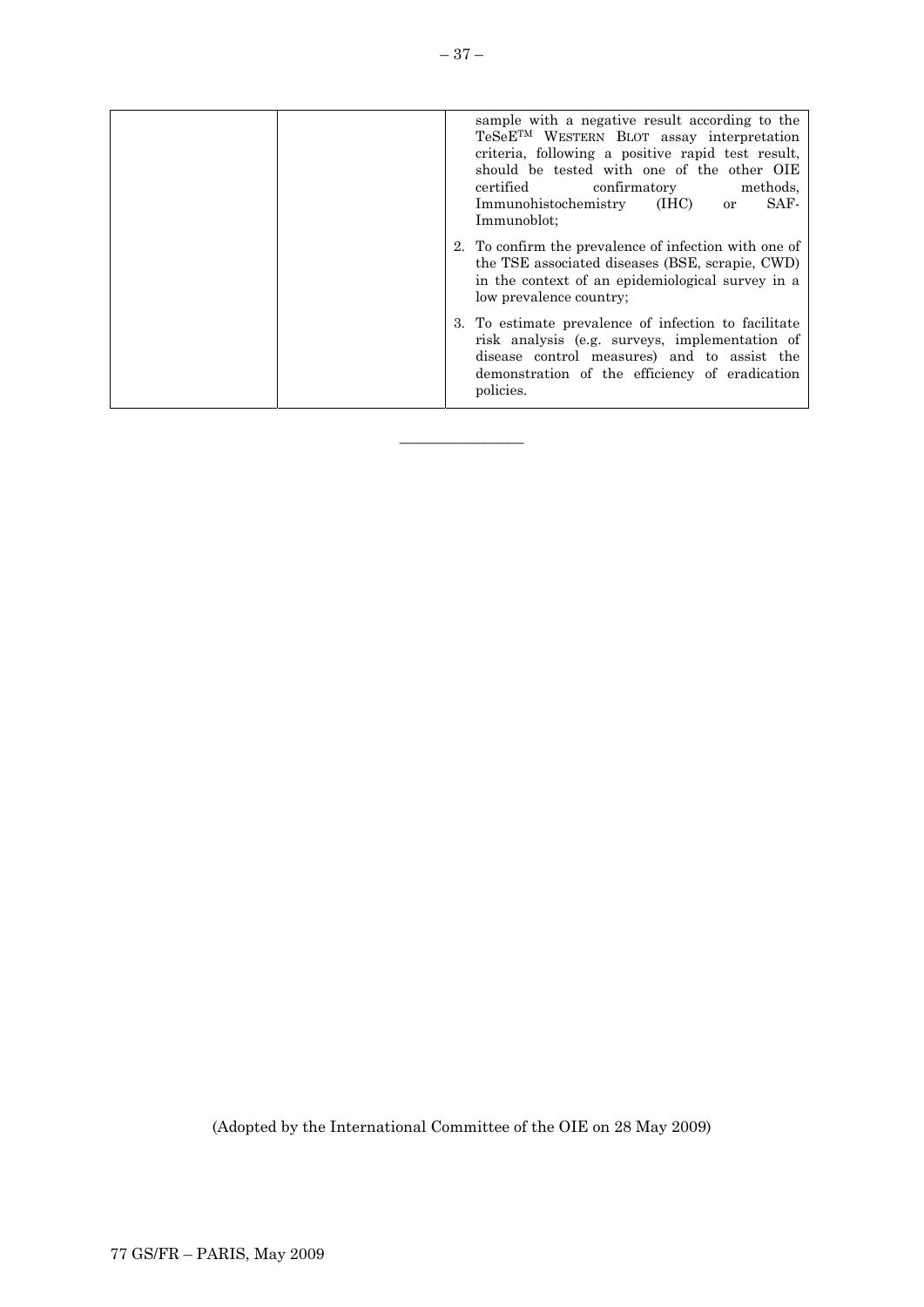| | | sample with a negative result according to the TeSeE[TM] WESTERN BLOT assay interpretation criteria, following a positive rapid test result, should be tested with one of the other OIE certified confirmatory methods, Immunohistochemistry (IHC) or SAF-Immunoblot;<br><br>2. To confirm the prevalence of infection with one of the TSE associated diseases (BSE, scrapie, CWD) in the context of an epidemiological survey in a low prevalence country;<br><br>3. To estimate prevalence of infection to facilitate risk analysis (e.g. surveys, implementation of disease control measures) and to assist the demonstration of the efficiency of eradication policies. |
|---|---|---|

---

(Adopted by the International Committee of the OIE on 28 May 2009)

77 GS/FR – PARIS, May 2009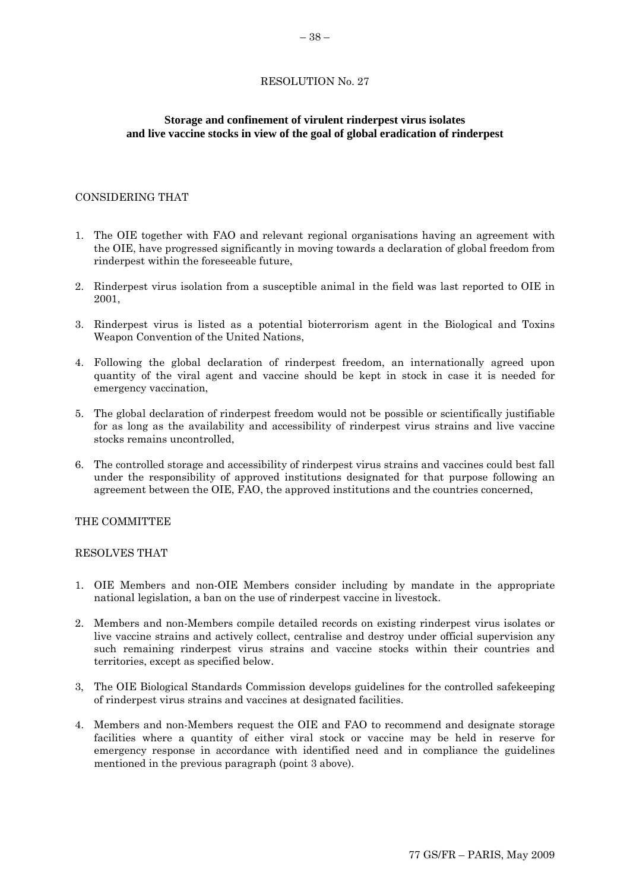RESOLUTION No. 27

**Storage and confinement of virulent rinderpest virus isolates and live vaccine stocks in view of the goal of global eradication of rinderpest**

CONSIDERING THAT

1. The OIE together with FAO and relevant regional organisations having an agreement with the OIE, have progressed significantly in moving towards a declaration of global freedom from rinderpest within the foreseeable future,
2. Rinderpest virus isolation from a susceptible animal in the field was last reported to OIE in 2001,
3. Rinderpest virus is listed as a potential bioterrorism agent in the Biological and Toxins Weapon Convention of the United Nations,
4. Following the global declaration of rinderpest freedom, an internationally agreed upon quantity of the viral agent and vaccine should be kept in stock in case it is needed for emergency vaccination,
5. The global declaration of rinderpest freedom would not be possible or scientifically justifiable for as long as the availability and accessibility of rinderpest virus strains and live vaccine stocks remains uncontrolled,
6. The controlled storage and accessibility of rinderpest virus strains and vaccines could best fall under the responsibility of approved institutions designated for that purpose following an agreement between the OIE, FAO, the approved institutions and the countries concerned,

THE COMMITTEE

RESOLVES THAT

1. OIE Members and non-OIE Members consider including by mandate in the appropriate national legislation, a ban on the use of rinderpest vaccine in livestock.
2. Members and non-Members compile detailed records on existing rinderpest virus isolates or live vaccine strains and actively collect, centralise and destroy under official supervision any such remaining rinderpest virus strains and vaccine stocks within their countries and territories, except as specified below.
3, The OIE Biological Standards Commission develops guidelines for the controlled safekeeping of rinderpest virus strains and vaccines at designated facilities.
4. Members and non-Members request the OIE and FAO to recommend and designate storage facilities where a quantity of either viral stock or vaccine may be held in reserve for emergency response in accordance with identified need and in compliance the guidelines mentioned in the previous paragraph (point 3 above).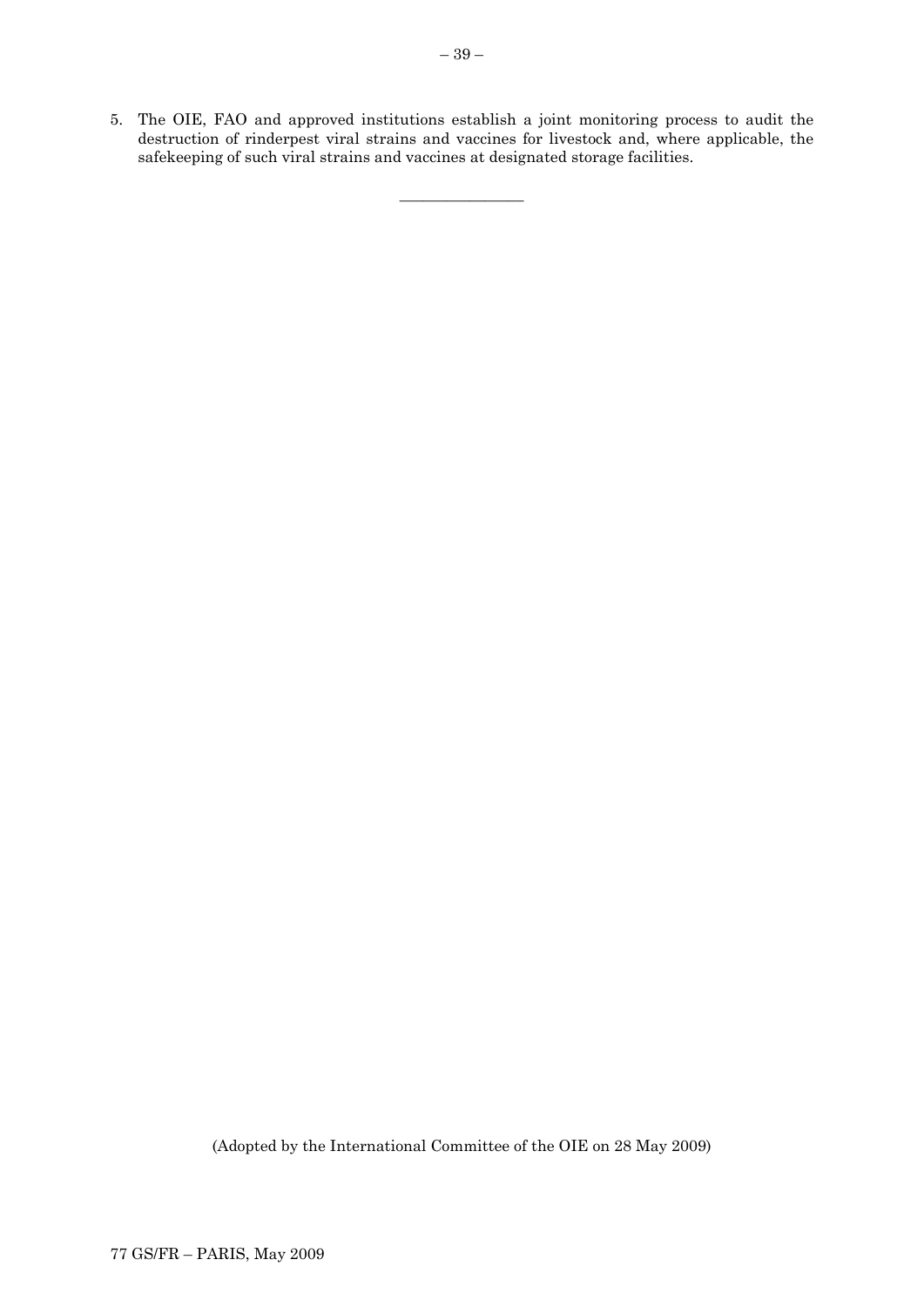5. The OIE, FAO and approved institutions establish a joint monitoring process to audit the destruction of rinderpest viral strains and vaccines for livestock and, where applicable, the safekeeping of such viral strains and vaccines at designated storage facilities.

---

(Adopted by the International Committee of the OIE on 28 May 2009)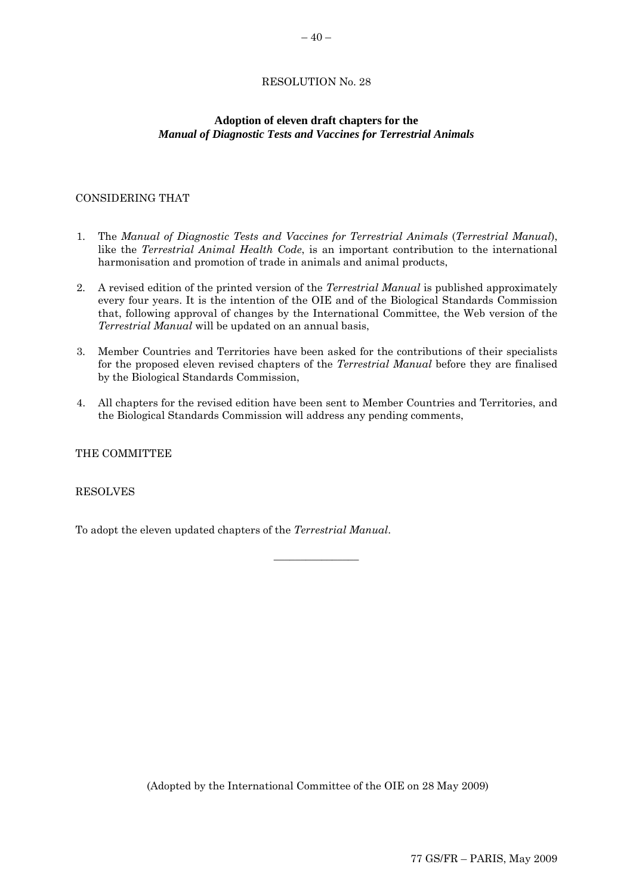RESOLUTION No. 28

**Adoption of eleven draft chapters for the *Manual of Diagnostic Tests and Vaccines for Terrestrial Animals***

CONSIDERING THAT

1. The *Manual of Diagnostic Tests and Vaccines for Terrestrial Animals* (*Terrestrial Manual*), like the *Terrestrial Animal Health Code*, is an important contribution to the international harmonisation and promotion of trade in animals and animal products,

2. A revised edition of the printed version of the *Terrestrial Manual* is published approximately every four years. It is the intention of the OIE and of the Biological Standards Commission that, following approval of changes by the International Committee, the Web version of the *Terrestrial Manual* will be updated on an annual basis,

3. Member Countries and Territories have been asked for the contributions of their specialists for the proposed eleven revised chapters of the *Terrestrial Manual* before they are finalised by the Biological Standards Commission,

4. All chapters for the revised edition have been sent to Member Countries and Territories, and the Biological Standards Commission will address any pending comments,

THE COMMITTEE

RESOLVES

To adopt the eleven updated chapters of the *Terrestrial Manual*.

_______________

(Adopted by the International Committee of the OIE on 28 May 2009)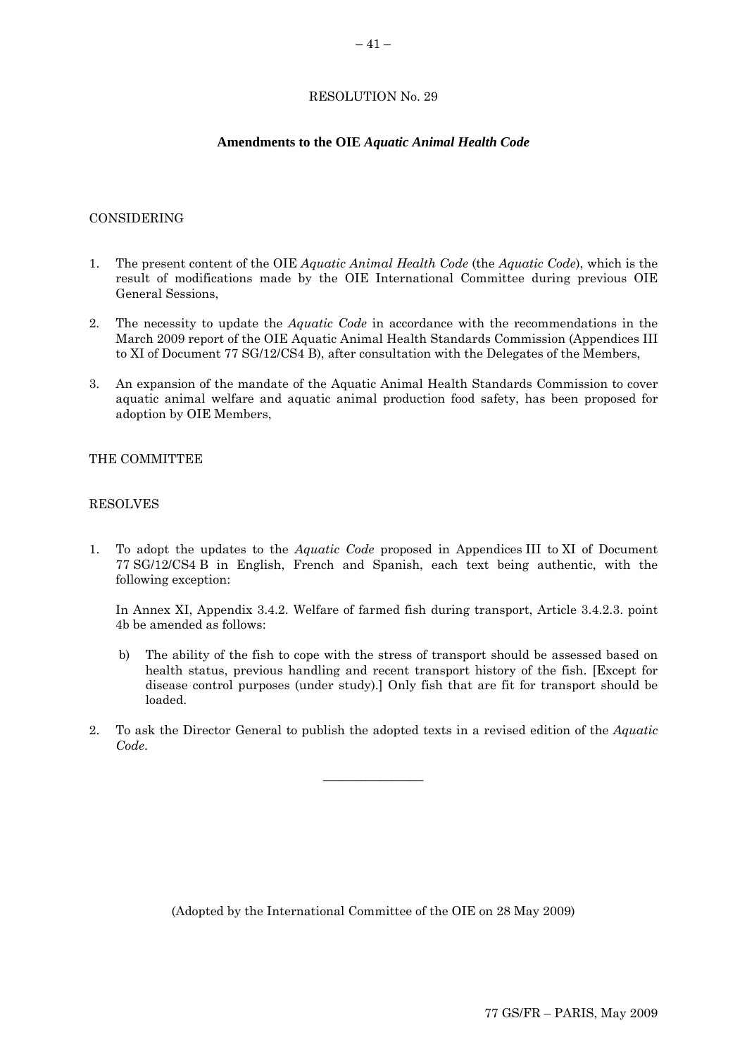RESOLUTION No. 29

**Amendments to the OIE *Aquatic Animal Health Code***

CONSIDERING

1. The present content of the OIE *Aquatic Animal Health Code* (the *Aquatic Code*), which is the result of modifications made by the OIE International Committee during previous OIE General Sessions,

2. The necessity to update the *Aquatic Code* in accordance with the recommendations in the March 2009 report of the OIE Aquatic Animal Health Standards Commission (Appendices III to XI of Document 77 SG/12/CS4 B), after consultation with the Delegates of the Members,

3. An expansion of the mandate of the Aquatic Animal Health Standards Commission to cover aquatic animal welfare and aquatic animal production food safety, has been proposed for adoption by OIE Members,

THE COMMITTEE

RESOLVES

1. To adopt the updates to the *Aquatic Code* proposed in Appendices III to XI of Document 77 SG/12/CS4 B in English, French and Spanish, each text being authentic, with the following exception:

   In Annex XI, Appendix 3.4.2. Welfare of farmed fish during transport, Article 3.4.2.3. point 4b be amended as follows:

   b) The ability of the fish to cope with the stress of transport should be assessed based on health status, previous handling and recent transport history of the fish. [Except for disease control purposes (under study).] Only fish that are fit for transport should be loaded.

2. To ask the Director General to publish the adopted texts in a revised edition of the *Aquatic Code*.

---

(Adopted by the International Committee of the OIE on 28 May 2009)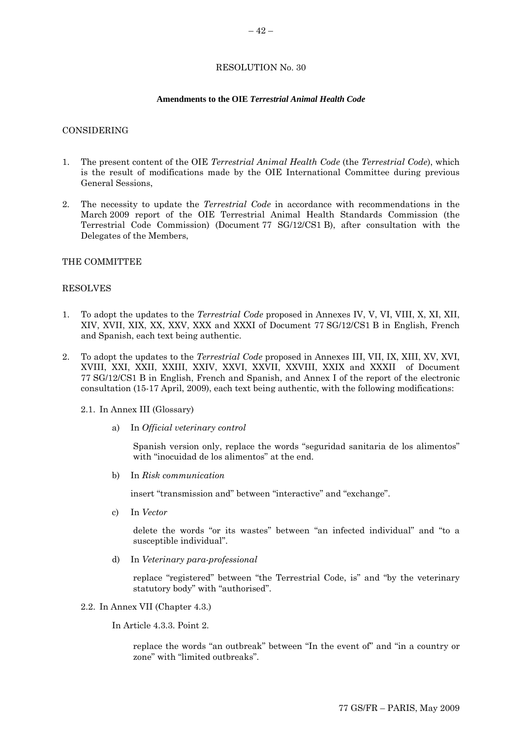# RESOLUTION No. 30

## Amendments to the OIE *Terrestrial Animal Health Code*

CONSIDERING

1. The present content of the OIE *Terrestrial Animal Health Code* (the *Terrestrial Code*), which is the result of modifications made by the OIE International Committee during previous General Sessions,

2. The necessity to update the *Terrestrial Code* in accordance with recommendations in the March 2009 report of the OIE Terrestrial Animal Health Standards Commission (the Terrestrial Code Commission) (Document 77 SG/12/CS1 B), after consultation with the Delegates of the Members,

THE COMMITTEE

RESOLVES

1. To adopt the updates to the *Terrestrial Code* proposed in Annexes IV, V, VI, VIII, X, XI, XII, XIV, XVII, XIX, XX, XXV, XXX and XXXI of Document 77 SG/12/CS1 B in English, French and Spanish, each text being authentic.

2. To adopt the updates to the *Terrestrial Code* proposed in Annexes III, VII, IX, XIII, XV, XVI, XVIII, XXI, XXII, XXIII, XXIV, XXVI, XXVII, XXVIII, XXIX and XXXII of Document 77 SG/12/CS1 B in English, French and Spanish, and Annex I of the report of the electronic consultation (15-17 April, 2009), each text being authentic, with the following modifications:

   2.1. In Annex III (Glossary)

   a) In *Official veterinary control*

      Spanish version only, replace the words "seguridad sanitaria de los alimentos" with "inocuidad de los alimentos" at the end.

   b) In *Risk communication*

      insert "transmission and" between "interactive" and "exchange".

   c) In *Vector*

      delete the words "or its wastes" between "an infected individual" and "to a susceptible individual".

   d) In *Veterinary para-professional*

      replace "registered" between "the Terrestrial Code, is" and "by the veterinary statutory body" with "authorised".

   2.2. In Annex VII (Chapter 4.3.)

   In Article 4.3.3. Point 2.

      replace the words "an outbreak" between "In the event of" and "in a country or zone" with "limited outbreaks".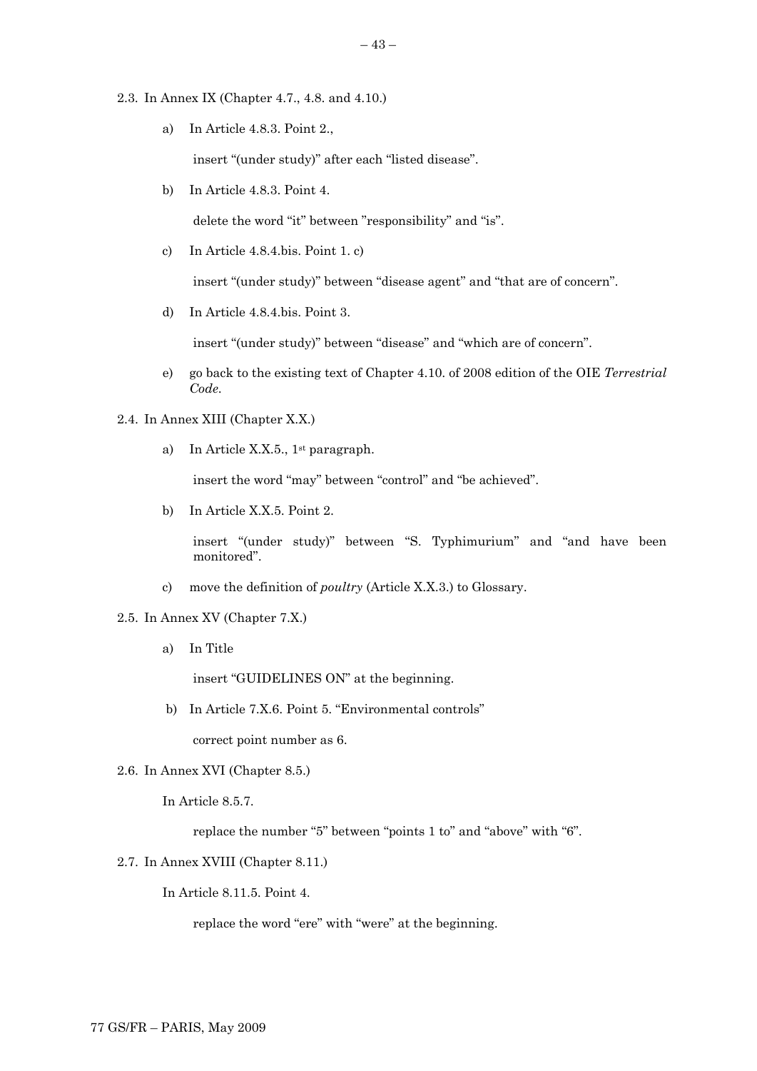2.3. In Annex IX (Chapter 4.7., 4.8. and 4.10.)

a) In Article 4.8.3. Point 2.,

insert "(under study)" after each "listed disease".

b) In Article 4.8.3. Point 4.

delete the word "it" between "responsibility" and "is".

c) In Article 4.8.4.bis. Point 1. c)

insert "(under study)" between "disease agent" and "that are of concern".

d) In Article 4.8.4.bis. Point 3.

insert "(under study)" between "disease" and "which are of concern".

e) go back to the existing text of Chapter 4.10. of 2008 edition of the OIE *Terrestrial Code*.

2.4. In Annex XIII (Chapter X.X.)

a) In Article X.X.5., 1st paragraph.

insert the word "may" between "control" and "be achieved".

b) In Article X.X.5. Point 2.

insert "(under study)" between "S. Typhimurium" and "and have been monitored".

c) move the definition of *poultry* (Article X.X.3.) to Glossary.

2.5. In Annex XV (Chapter 7.X.)

a) In Title

insert "GUIDELINES ON" at the beginning.

b) In Article 7.X.6. Point 5. "Environmental controls"

correct point number as 6.

2.6. In Annex XVI (Chapter 8.5.)

In Article 8.5.7.

replace the number "5" between "points 1 to" and "above" with "6".

2.7. In Annex XVIII (Chapter 8.11.)

In Article 8.11.5. Point 4.

replace the word "ere" with "were" at the beginning.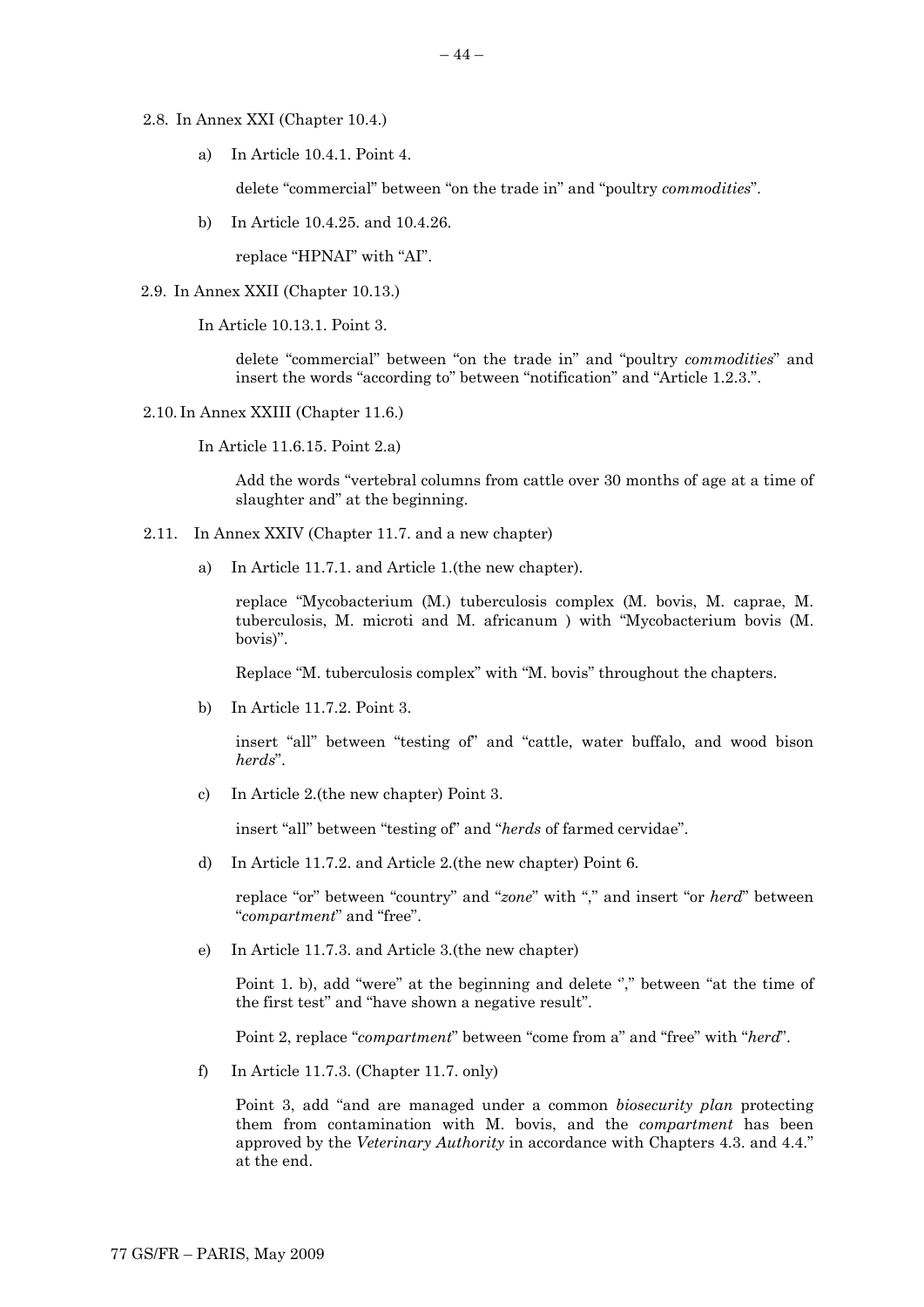2.8. In Annex XXI (Chapter 10.4.)

a) In Article 10.4.1. Point 4.

   delete "commercial" between "on the trade in" and "poultry *commodities*".

b) In Article 10.4.25. and 10.4.26.

   replace "HPNAI" with "AI".

2.9. In Annex XXII (Chapter 10.13.)

In Article 10.13.1. Point 3.

   delete "commercial" between "on the trade in" and "poultry *commodities*" and insert the words "according to" between "notification" and "Article 1.2.3.".

2.10. In Annex XXIII (Chapter 11.6.)

In Article 11.6.15. Point 2.a)

   Add the words "vertebral columns from cattle over 30 months of age at a time of slaughter and" at the beginning.

2.11. In Annex XXIV (Chapter 11.7. and a new chapter)

a) In Article 11.7.1. and Article 1.(the new chapter).

   replace "Mycobacterium (M.) tuberculosis complex (M. bovis, M. caprae, M. tuberculosis, M. microti and M. africanum ) with "Mycobacterium bovis (M. bovis)".

   Replace "M. tuberculosis complex" with "M. bovis" throughout the chapters.

b) In Article 11.7.2. Point 3.

   insert "all" between "testing of" and "cattle, water buffalo, and wood bison *herds*".

c) In Article 2.(the new chapter) Point 3.

   insert "all" between "testing of" and "*herds* of farmed cervidae".

d) In Article 11.7.2. and Article 2.(the new chapter) Point 6.

   replace "or" between "country" and "*zone*" with "," and insert "or *herd*" between "*compartment*" and "free".

e) In Article 11.7.3. and Article 3.(the new chapter)

   Point 1. b), add "were" at the beginning and delete "," between "at the time of the first test" and "have shown a negative result".

   Point 2, replace "*compartment*" between "come from a" and "free" with "*herd*".

f) In Article 11.7.3. (Chapter 11.7. only)

   Point 3, add "and are managed under a common *biosecurity plan* protecting them from contamination with M. bovis, and the *compartment* has been approved by the *Veterinary Authority* in accordance with Chapters 4.3. and 4.4." at the end.

77 GS/FR – PARIS, May 2009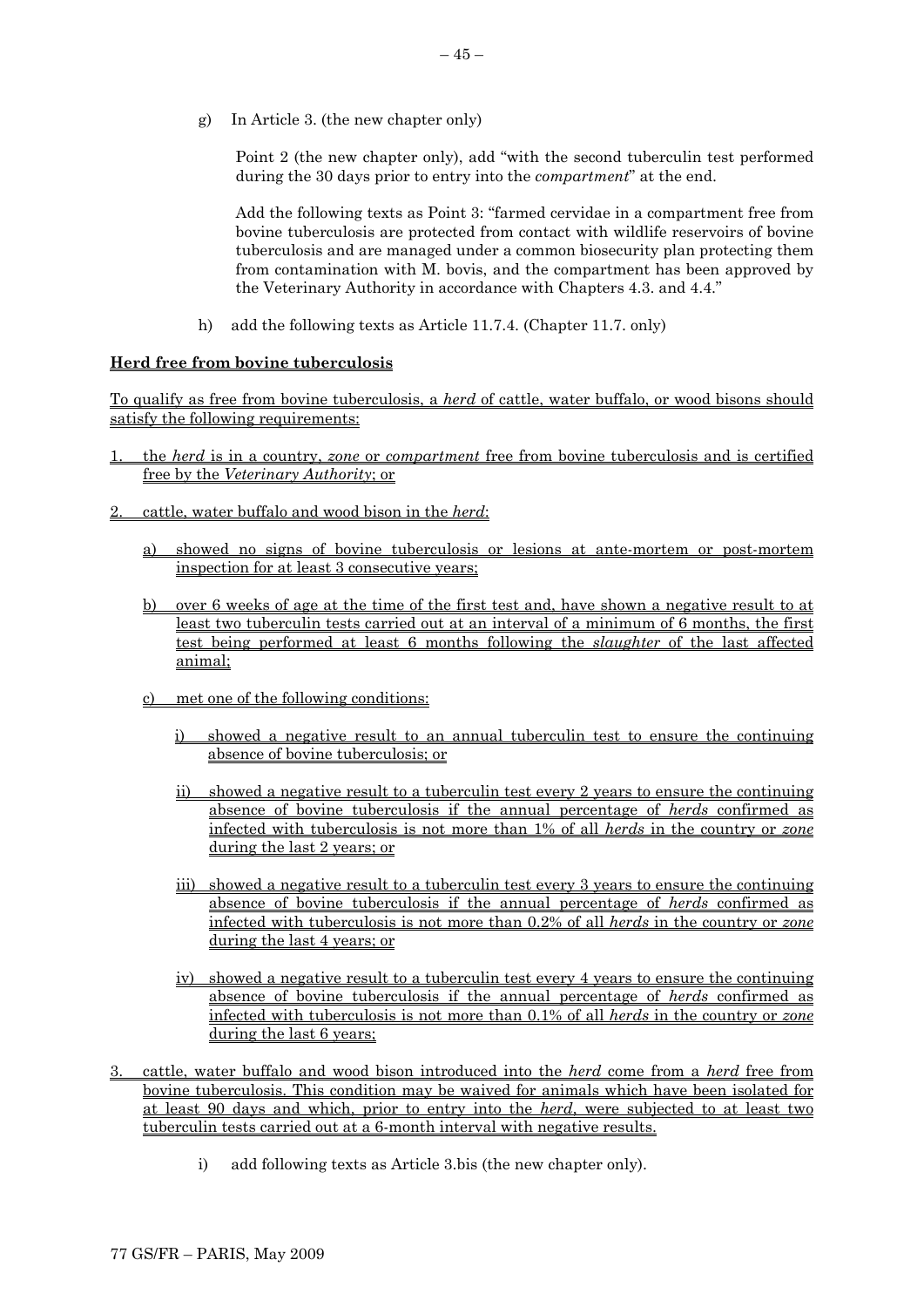g) In Article 3. (the new chapter only)

Point 2 (the new chapter only), add "with the second tuberculin test performed during the 30 days prior to entry into the *compartment*" at the end.

Add the following texts as Point 3: "farmed cervidae in a compartment free from bovine tuberculosis are protected from contact with wildlife reservoirs of bovine tuberculosis and are managed under a common biosecurity plan protecting them from contamination with M. bovis, and the compartment has been approved by the Veterinary Authority in accordance with Chapters 4.3. and 4.4."

h) add the following texts as Article 11.7.4. (Chapter 11.7. only)

**Herd free from bovine tuberculosis**

To qualify as free from bovine tuberculosis, a *herd* of cattle, water buffalo, or wood bisons should satisfy the following requirements:

1. the *herd* is in a country, *zone* or *compartment* free from bovine tuberculosis and is certified free by the *Veterinary Authority*; or

2. cattle, water buffalo and wood bison in the *herd*:

   a) showed no signs of bovine tuberculosis or lesions at ante-mortem or post-mortem inspection for at least 3 consecutive years;

   b) over 6 weeks of age at the time of the first test and, have shown a negative result to at least two tuberculin tests carried out at an interval of a minimum of 6 months, the first test being performed at least 6 months following the *slaughter* of the last affected animal;

   c) met one of the following conditions:

      i) showed a negative result to an annual tuberculin test to ensure the continuing absence of bovine tuberculosis; or

      ii) showed a negative result to a tuberculin test every 2 years to ensure the continuing absence of bovine tuberculosis if the annual percentage of *herds* confirmed as infected with tuberculosis is not more than 1% of all *herds* in the country or *zone* during the last 2 years; or

      iii) showed a negative result to a tuberculin test every 3 years to ensure the continuing absence of bovine tuberculosis if the annual percentage of *herds* confirmed as infected with tuberculosis is not more than 0.2% of all *herds* in the country or *zone* during the last 4 years; or

      iv) showed a negative result to a tuberculin test every 4 years to ensure the continuing absence of bovine tuberculosis if the annual percentage of *herds* confirmed as infected with tuberculosis is not more than 0.1% of all *herds* in the country or *zone* during the last 6 years;

3. cattle, water buffalo and wood bison introduced into the *herd* come from a *herd* free from bovine tuberculosis. This condition may be waived for animals which have been isolated for at least 90 days and which, prior to entry into the *herd*, were subjected to at least two tuberculin tests carried out at a 6-month interval with negative results.

i) add following texts as Article 3.bis (the new chapter only).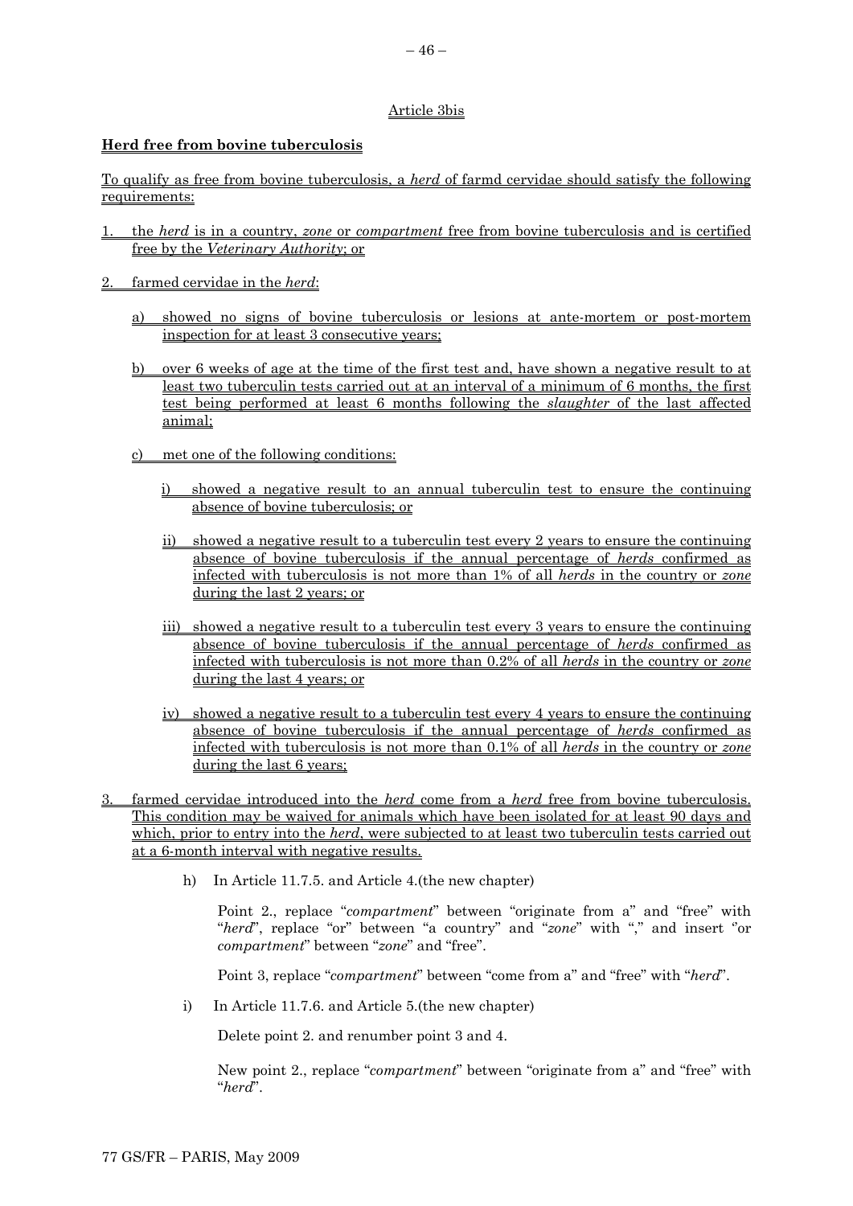Article 3bis

**Herd free from bovine tuberculosis**

To qualify as free from bovine tuberculosis, a *herd* of farmd cervidae should satisfy the following requirements:

1. the *herd* is in a country, *zone* or *compartment* free from bovine tuberculosis and is certified free by the *Veterinary Authority*; or

2. farmed cervidae in the *herd*:

   a) showed no signs of bovine tuberculosis or lesions at ante-mortem or post-mortem inspection for at least 3 consecutive years;

   b) over 6 weeks of age at the time of the first test and, have shown a negative result to at least two tuberculin tests carried out at an interval of a minimum of 6 months, the first test being performed at least 6 months following the *slaughter* of the last affected animal;

   c) met one of the following conditions:

      i) showed a negative result to an annual tuberculin test to ensure the continuing absence of bovine tuberculosis; or

      ii) showed a negative result to a tuberculin test every 2 years to ensure the continuing absence of bovine tuberculosis if the annual percentage of *herds* confirmed as infected with tuberculosis is not more than 1% of all *herds* in the country or *zone* during the last 2 years; or

      iii) showed a negative result to a tuberculin test every 3 years to ensure the continuing absence of bovine tuberculosis if the annual percentage of *herds* confirmed as infected with tuberculosis is not more than 0.2% of all *herds* in the country or *zone* during the last 4 years; or

      iv) showed a negative result to a tuberculin test every 4 years to ensure the continuing absence of bovine tuberculosis if the annual percentage of *herds* confirmed as infected with tuberculosis is not more than 0.1% of all *herds* in the country or *zone* during the last 6 years;

3. farmed cervidae introduced into the *herd* come from a *herd* free from bovine tuberculosis. This condition may be waived for animals which have been isolated for at least 90 days and which, prior to entry into the *herd*, were subjected to at least two tuberculin tests carried out at a 6-month interval with negative results.

h) In Article 11.7.5. and Article 4.(the new chapter)

Point 2., replace "*compartment*" between "originate from a" and "free" with "*herd*", replace "or" between "a country" and "*zone*" with "," and insert "or *compartment*" between "*zone*" and "free".

Point 3, replace "*compartment*" between "come from a" and "free" with "*herd*".

i) In Article 11.7.6. and Article 5.(the new chapter)

Delete point 2. and renumber point 3 and 4.

New point 2., replace "*compartment*" between "originate from a" and "free" with "*herd*".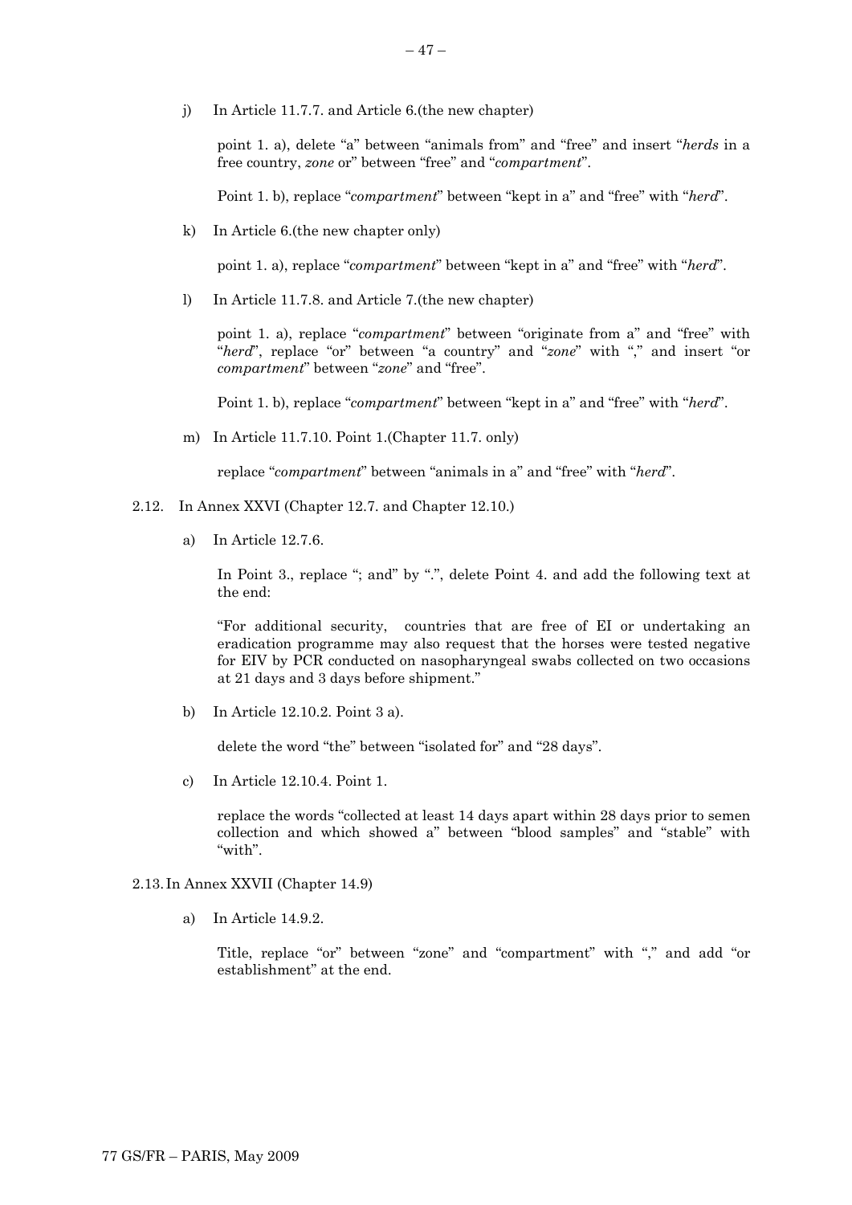j) In Article 11.7.7. and Article 6.(the new chapter)

   point 1. a), delete "a" between "animals from" and "free" and insert "*herds* in a free country, *zone* or" between "free" and "*compartment*".

   Point 1. b), replace "*compartment*" between "kept in a" and "free" with "*herd*".

k) In Article 6.(the new chapter only)

   point 1. a), replace "*compartment*" between "kept in a" and "free" with "*herd*".

l) In Article 11.7.8. and Article 7.(the new chapter)

   point 1. a), replace "*compartment*" between "originate from a" and "free" with "*herd*", replace "or" between "a country" and "*zone*" with "," and insert "or *compartment*" between "*zone*" and "free".

   Point 1. b), replace "*compartment*" between "kept in a" and "free" with "*herd*".

m) In Article 11.7.10. Point 1.(Chapter 11.7. only)

   replace "*compartment*" between "animals in a" and "free" with "*herd*".

2.12. In Annex XXVI (Chapter 12.7. and Chapter 12.10.)

a) In Article 12.7.6.

   In Point 3., replace "; and" by ".", delete Point 4. and add the following text at the end:

   "For additional security, countries that are free of EI or undertaking an eradication programme may also request that the horses were tested negative for EIV by PCR conducted on nasopharyngeal swabs collected on two occasions at 21 days and 3 days before shipment."

b) In Article 12.10.2. Point 3 a).

   delete the word "the" between "isolated for" and "28 days".

c) In Article 12.10.4. Point 1.

   replace the words "collected at least 14 days apart within 28 days prior to semen collection and which showed a" between "blood samples" and "stable" with "with".

2.13. In Annex XXVII (Chapter 14.9)

a) In Article 14.9.2.

   Title, replace "or" between "zone" and "compartment" with "," and add "or establishment" at the end.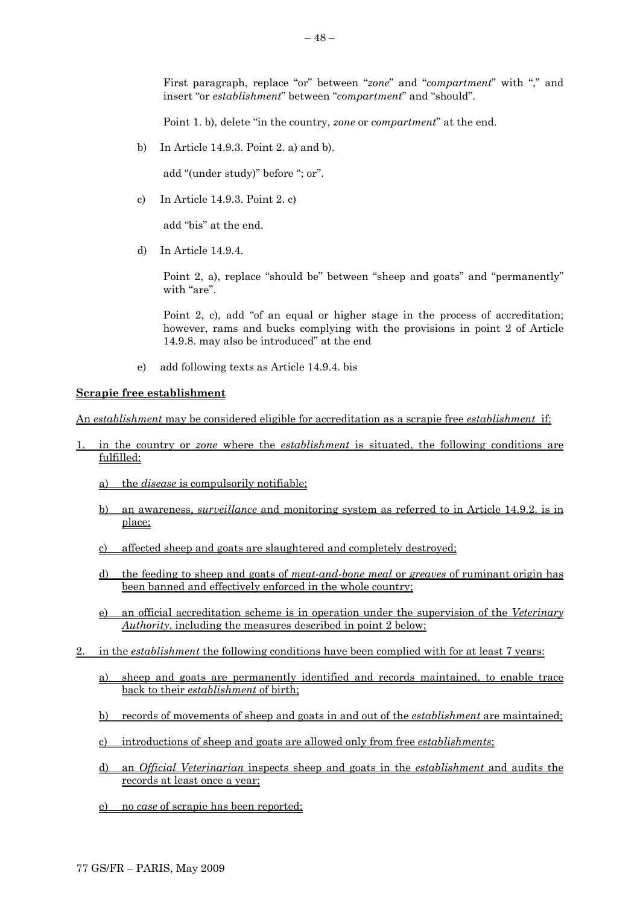First paragraph, replace "or" between "*zone*" and "*compartment*" with "," and insert "or *establishment*" between "*compartment*" and "should".

Point 1. b), delete "in the country, *zone* or *compartment*" at the end.

b) In Article 14.9.3. Point 2. a) and b).

add "(under study)" before "; or".

c) In Article 14.9.3. Point 2. c)

add "bis" at the end.

d) In Article 14.9.4.

Point 2, a), replace "should be" between "sheep and goats" and "permanently" with "are".

Point 2, c), add "of an equal or higher stage in the process of accreditation; however, rams and bucks complying with the provisions in point 2 of Article 14.9.8. may also be introduced" at the end

e) add following texts as Article 14.9.4. bis

**<u>Scrapie free establishment</u>**

<u>An *establishment* may be considered eligible for accreditation as a scrapie free *establishment* if:</u>

1. <u>in the country or *zone* where the *establishment* is situated, the following conditions are fulfilled:</u>

   a) <u>the *disease* is compulsorily notifiable;</u>

   b) <u>an awareness, *surveillance* and monitoring system as referred to in Article 14.9.2. is in place;</u>

   c) <u>affected sheep and goats are slaughtered and completely destroyed;</u>

   d) <u>the feeding to sheep and goats of *meat-and-bone meal* or *greaves* of ruminant origin has been banned and effectively enforced in the whole country;</u>

   e) <u>an official accreditation scheme is in operation under the supervision of the *Veterinary Authority*, including the measures described in point 2 below;</u>

2. <u>in the *establishment* the following conditions have been complied with for at least 7 years:</u>

   a) <u>sheep and goats are permanently identified and records maintained, to enable trace back to their *establishment* of birth;</u>

   b) <u>records of movements of sheep and goats in and out of the *establishment* are maintained;</u>

   c) <u>introductions of sheep and goats are allowed only from free *establishments*;</u>

   d) <u>an *Official Veterinarian* inspects sheep and goats in the *establishment* and audits the records at least once a year;</u>

   e) <u>no *case* of scrapie has been reported;</u>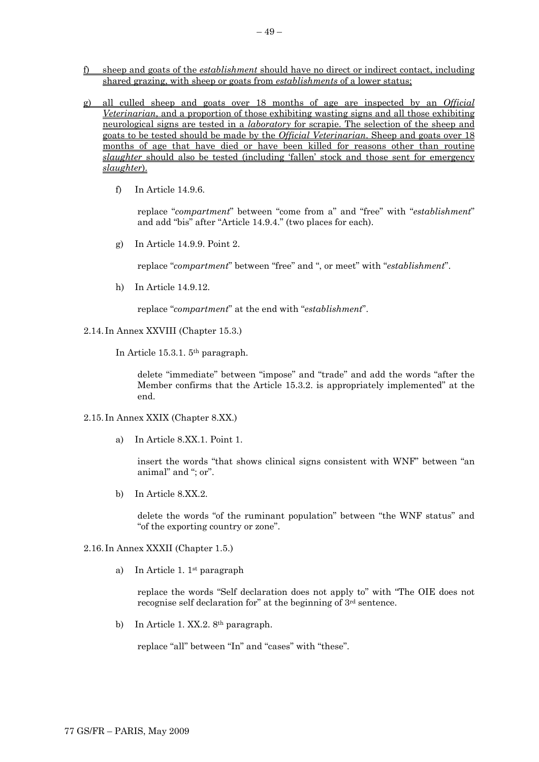<u>f) sheep and goats of the *establishment* should have no direct or indirect contact, including shared grazing, with sheep or goats from *establishments* of a lower status;</u>

<u>g) all culled sheep and goats over 18 months of age are inspected by an *Official Veterinarian*, and a proportion of those exhibiting wasting signs and all those exhibiting neurological signs are tested in a *laboratory* for scrapie. The selection of the sheep and goats to be tested should be made by the *Official Veterinarian*. Sheep and goats over 18 months of age that have died or have been killed for reasons other than routine *slaughter* should also be tested (including 'fallen' stock and those sent for emergency *slaughter*).</u>

f) In Article 14.9.6.

replace "*compartment*" between "come from a" and "free" with "*establishment*" and add "bis" after "Article 14.9.4." (two places for each).

g) In Article 14.9.9. Point 2.

replace "*compartment*" between "free" and ", or meet" with "*establishment*".

h) In Article 14.9.12.

replace "*compartment*" at the end with "*establishment*".

2.14. In Annex XXVIII (Chapter 15.3.)

In Article 15.3.1. 5th paragraph.

delete "immediate" between "impose" and "trade" and add the words "after the Member confirms that the Article 15.3.2. is appropriately implemented" at the end.

2.15. In Annex XXIX (Chapter 8.XX.)

a) In Article 8.XX.1. Point 1.

insert the words "that shows clinical signs consistent with WNF" between "an animal" and "; or".

b) In Article 8.XX.2.

delete the words "of the ruminant population" between "the WNF status" and "of the exporting country or zone".

2.16. In Annex XXXII (Chapter 1.5.)

a) In Article 1. 1st paragraph

replace the words "Self declaration does not apply to" with "The OIE does not recognise self declaration for" at the beginning of 3rd sentence.

b) In Article 1. XX.2. 8th paragraph.

replace "all" between "In" and "cases" with "these".

77 GS/FR – PARIS, May 2009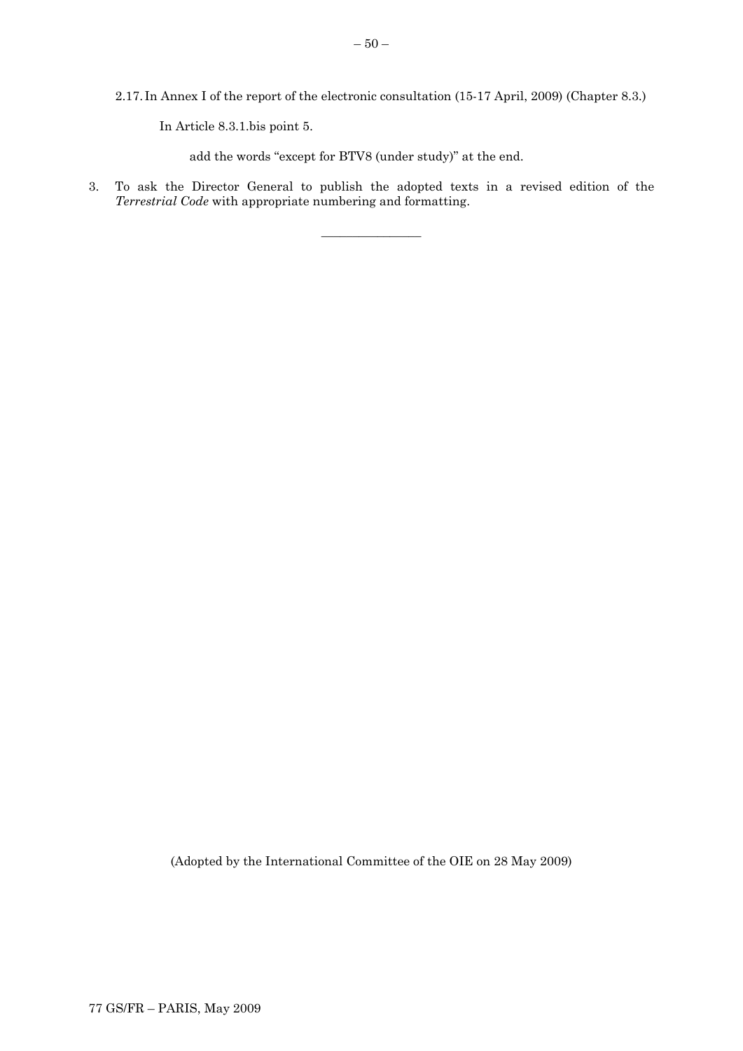2.17. In Annex I of the report of the electronic consultation (15-17 April, 2009) (Chapter 8.3.)

In Article 8.3.1.bis point 5.

add the words "except for BTV8 (under study)" at the end.

3. To ask the Director General to publish the adopted texts in a revised edition of the *Terrestrial Code* with appropriate numbering and formatting.

_______________

(Adopted by the International Committee of the OIE on 28 May 2009)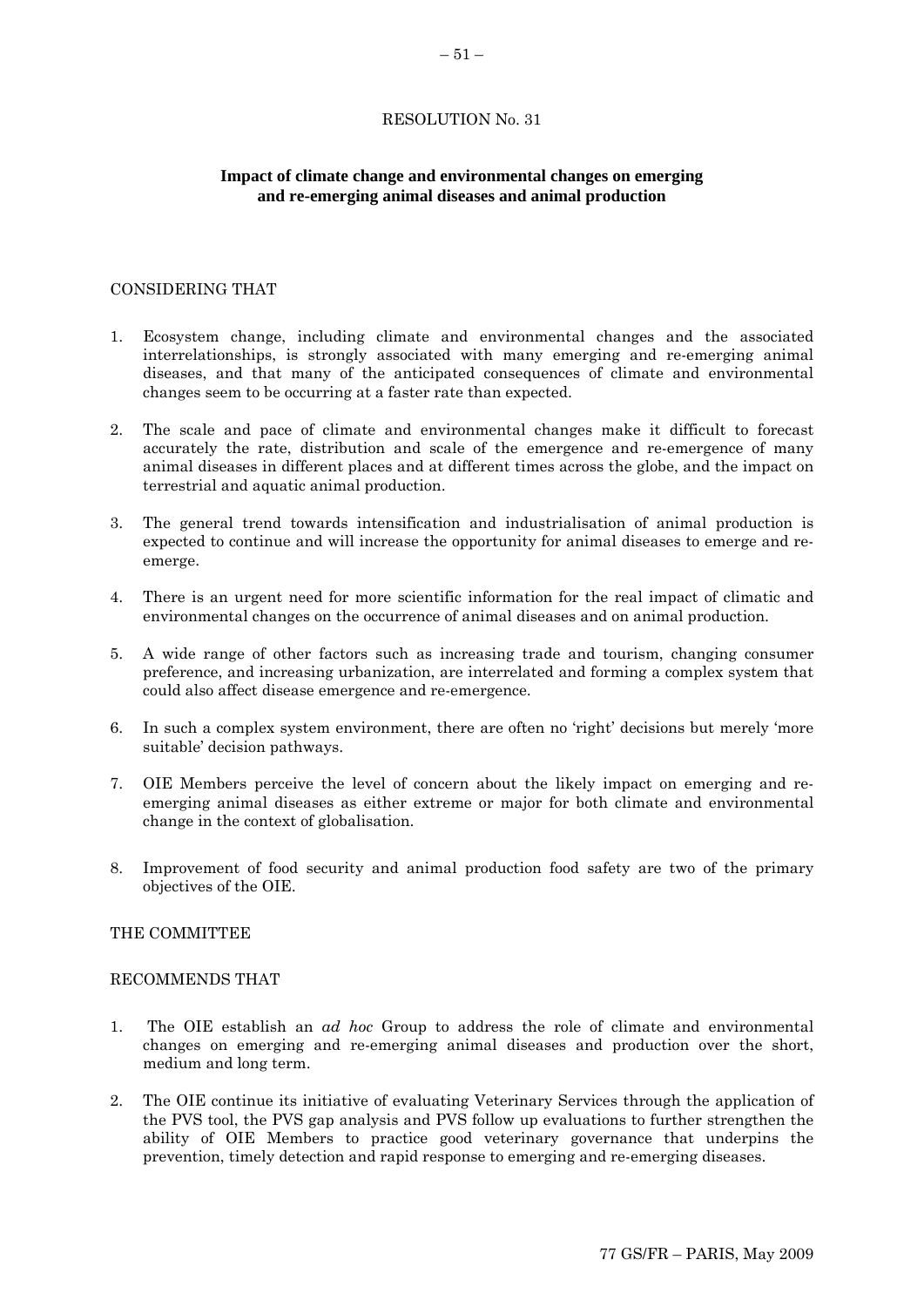RESOLUTION No. 31

## Impact of climate change and environmental changes on emerging and re-emerging animal diseases and animal production

CONSIDERING THAT

1. Ecosystem change, including climate and environmental changes and the associated interrelationships, is strongly associated with many emerging and re-emerging animal diseases, and that many of the anticipated consequences of climate and environmental changes seem to be occurring at a faster rate than expected.

2. The scale and pace of climate and environmental changes make it difficult to forecast accurately the rate, distribution and scale of the emergence and re-emergence of many animal diseases in different places and at different times across the globe, and the impact on terrestrial and aquatic animal production.

3. The general trend towards intensification and industrialisation of animal production is expected to continue and will increase the opportunity for animal diseases to emerge and re-emerge.

4. There is an urgent need for more scientific information for the real impact of climatic and environmental changes on the occurrence of animal diseases and on animal production.

5. A wide range of other factors such as increasing trade and tourism, changing consumer preference, and increasing urbanization, are interrelated and forming a complex system that could also affect disease emergence and re-emergence.

6. In such a complex system environment, there are often no 'right' decisions but merely 'more suitable' decision pathways.

7. OIE Members perceive the level of concern about the likely impact on emerging and re-emerging animal diseases as either extreme or major for both climate and environmental change in the context of globalisation.

8. Improvement of food security and animal production food safety are two of the primary objectives of the OIE.

THE COMMITTEE

RECOMMENDS THAT

1. The OIE establish an *ad hoc* Group to address the role of climate and environmental changes on emerging and re-emerging animal diseases and production over the short, medium and long term.

2. The OIE continue its initiative of evaluating Veterinary Services through the application of the PVS tool, the PVS gap analysis and PVS follow up evaluations to further strengthen the ability of OIE Members to practice good veterinary governance that underpins the prevention, timely detection and rapid response to emerging and re-emerging diseases.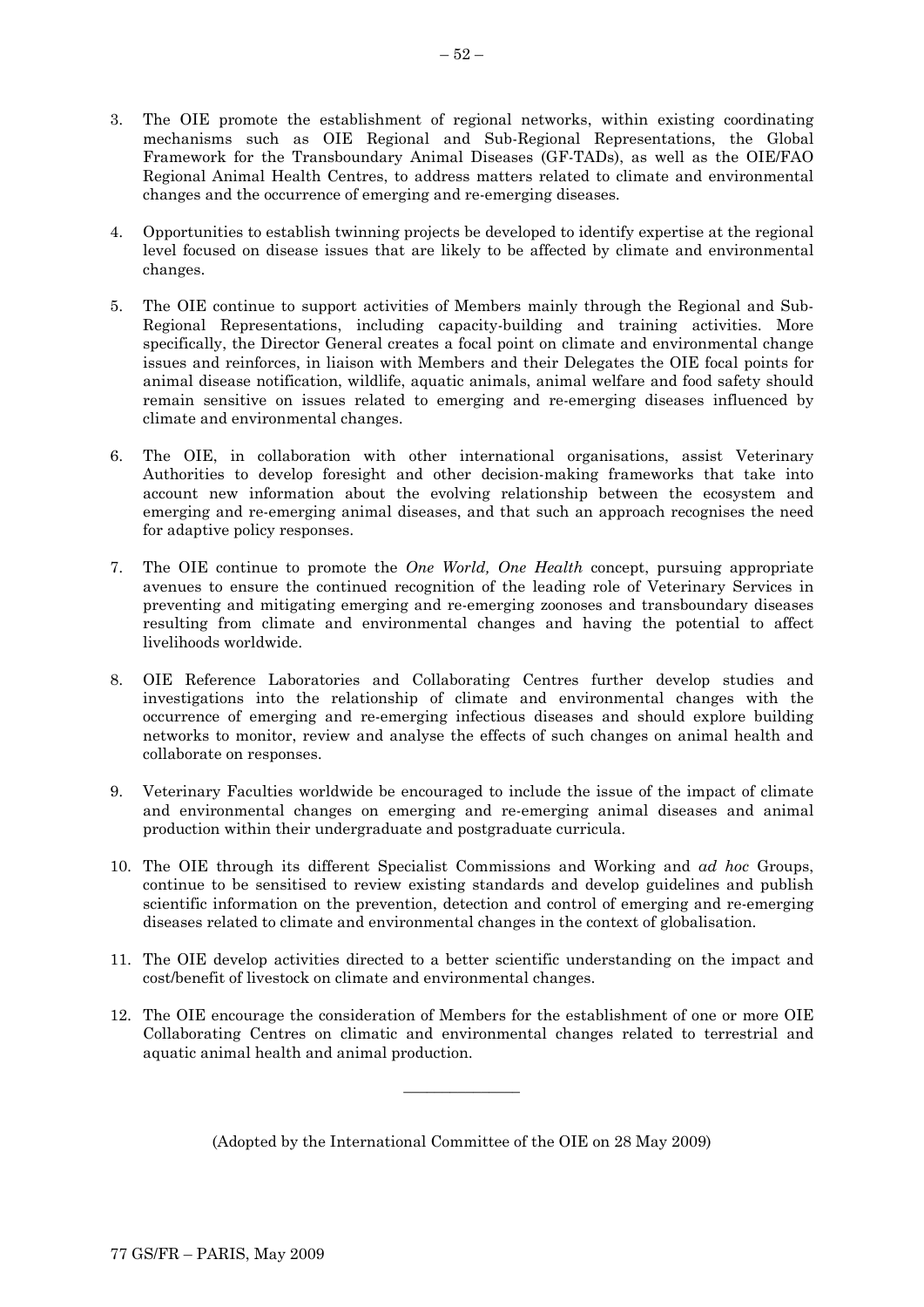3. The OIE promote the establishment of regional networks, within existing coordinating mechanisms such as OIE Regional and Sub-Regional Representations, the Global Framework for the Transboundary Animal Diseases (GF-TADs), as well as the OIE/FAO Regional Animal Health Centres, to address matters related to climate and environmental changes and the occurrence of emerging and re-emerging diseases.

4. Opportunities to establish twinning projects be developed to identify expertise at the regional level focused on disease issues that are likely to be affected by climate and environmental changes.

5. The OIE continue to support activities of Members mainly through the Regional and Sub-Regional Representations, including capacity-building and training activities. More specifically, the Director General creates a focal point on climate and environmental change issues and reinforces, in liaison with Members and their Delegates the OIE focal points for animal disease notification, wildlife, aquatic animals, animal welfare and food safety should remain sensitive on issues related to emerging and re-emerging diseases influenced by climate and environmental changes.

6. The OIE, in collaboration with other international organisations, assist Veterinary Authorities to develop foresight and other decision-making frameworks that take into account new information about the evolving relationship between the ecosystem and emerging and re-emerging animal diseases, and that such an approach recognises the need for adaptive policy responses.

7. The OIE continue to promote the *One World, One Health* concept, pursuing appropriate avenues to ensure the continued recognition of the leading role of Veterinary Services in preventing and mitigating emerging and re-emerging zoonoses and transboundary diseases resulting from climate and environmental changes and having the potential to affect livelihoods worldwide.

8. OIE Reference Laboratories and Collaborating Centres further develop studies and investigations into the relationship of climate and environmental changes with the occurrence of emerging and re-emerging infectious diseases and should explore building networks to monitor, review and analyse the effects of such changes on animal health and collaborate on responses.

9. Veterinary Faculties worldwide be encouraged to include the issue of the impact of climate and environmental changes on emerging and re-emerging animal diseases and animal production within their undergraduate and postgraduate curricula.

10. The OIE through its different Specialist Commissions and Working and *ad hoc* Groups, continue to be sensitised to review existing standards and develop guidelines and publish scientific information on the prevention, detection and control of emerging and re-emerging diseases related to climate and environmental changes in the context of globalisation.

11. The OIE develop activities directed to a better scientific understanding on the impact and cost/benefit of livestock on climate and environmental changes.

12. The OIE encourage the consideration of Members for the establishment of one or more OIE Collaborating Centres on climatic and environmental changes related to terrestrial and aquatic animal health and animal production.

---

(Adopted by the International Committee of the OIE on 28 May 2009)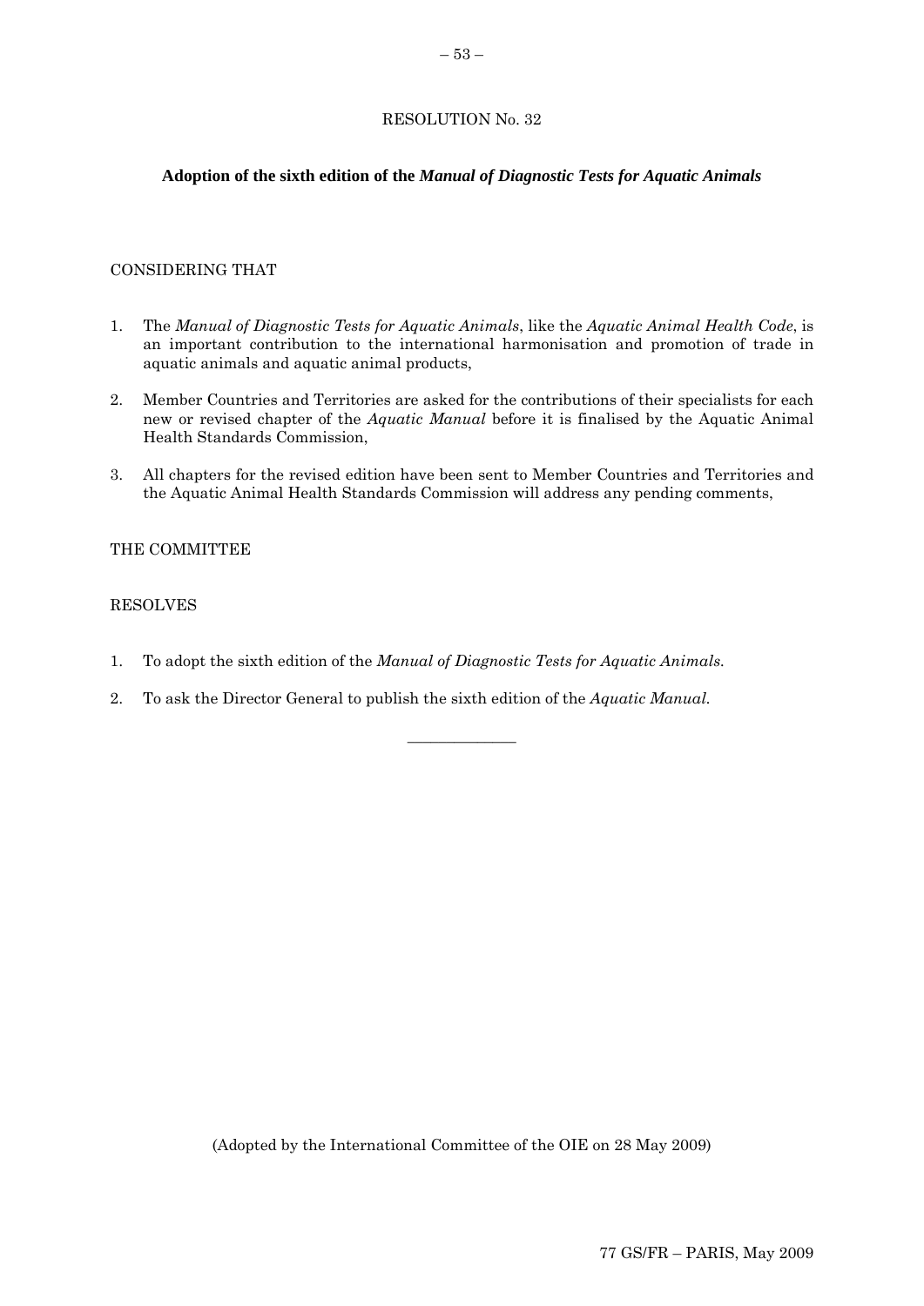RESOLUTION No. 32

**Adoption of the sixth edition of the *Manual of Diagnostic Tests for Aquatic Animals***

CONSIDERING THAT

1. The *Manual of Diagnostic Tests for Aquatic Animals*, like the *Aquatic Animal Health Code*, is an important contribution to the international harmonisation and promotion of trade in aquatic animals and aquatic animal products,

2. Member Countries and Territories are asked for the contributions of their specialists for each new or revised chapter of the *Aquatic Manual* before it is finalised by the Aquatic Animal Health Standards Commission,

3. All chapters for the revised edition have been sent to Member Countries and Territories and the Aquatic Animal Health Standards Commission will address any pending comments,

THE COMMITTEE

RESOLVES

1. To adopt the sixth edition of the *Manual of Diagnostic Tests for Aquatic Animals.*

2. To ask the Director General to publish the sixth edition of the *Aquatic Manual.*

______________

(Adopted by the International Committee of the OIE on 28 May 2009)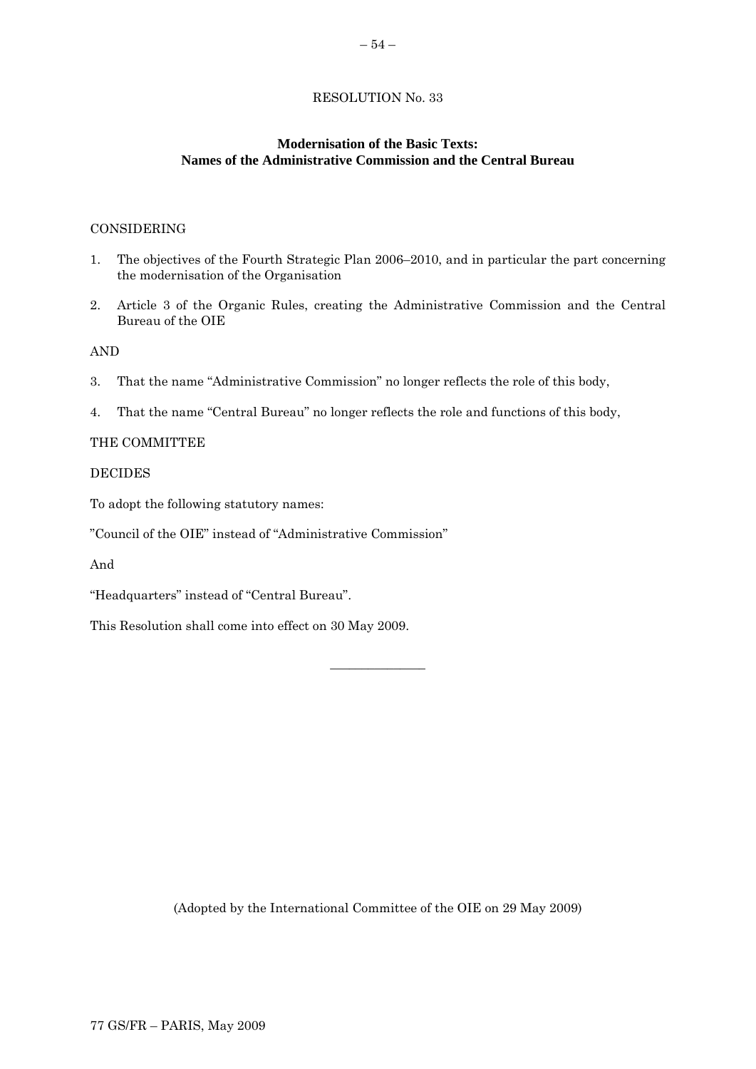RESOLUTION No. 33

## Modernisation of the Basic Texts: Names of the Administrative Commission and the Central Bureau

CONSIDERING

1. The objectives of the Fourth Strategic Plan 2006–2010, and in particular the part concerning the modernisation of the Organisation
2. Article 3 of the Organic Rules, creating the Administrative Commission and the Central Bureau of the OIE

AND

3. That the name "Administrative Commission" no longer reflects the role of this body,
4. That the name "Central Bureau" no longer reflects the role and functions of this body,

THE COMMITTEE

DECIDES

To adopt the following statutory names:

"Council of the OIE" instead of "Administrative Commission"

And

"Headquarters" instead of "Central Bureau".

This Resolution shall come into effect on 30 May 2009.

---

(Adopted by the International Committee of the OIE on 29 May 2009)